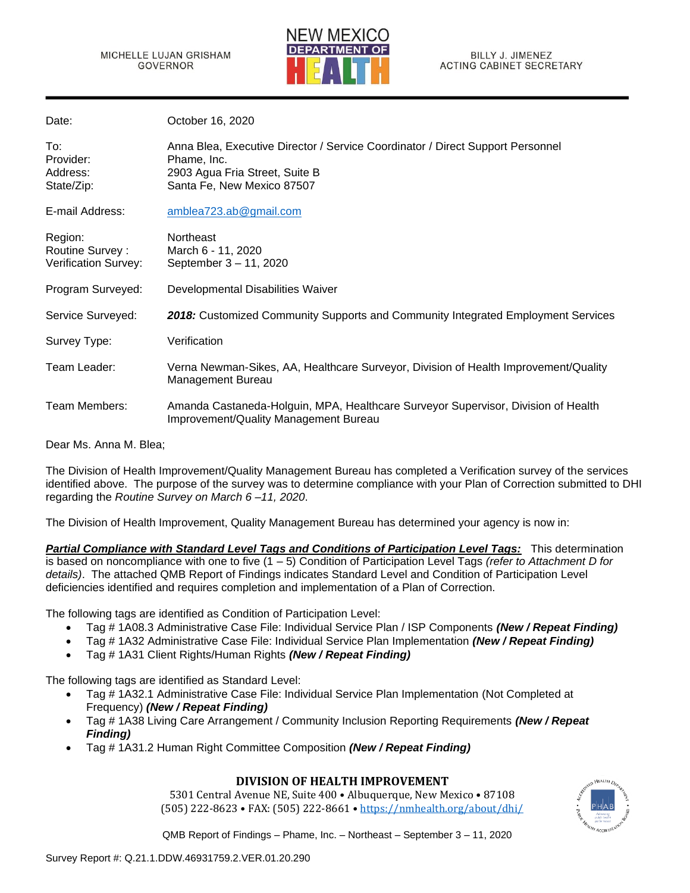MICHELLE LUJAN GRISHAM
GOVERNOR

NEW MEXICO DEPARTMENT OF HEALTH

BILLY J. JIMENEZ
ACTING CABINET SECRETARY

| | |
|---|---|
| Date: | October 16, 2020 |
| To: | Anna Blea, Executive Director / Service Coordinator / Direct Support Personnel |
| Provider: | Phame, Inc. |
| Address: | 2903 Agua Fria Street, Suite B |
| State/Zip: | Santa Fe, New Mexico 87507 |
| E-mail Address: | amblea723.ab@gmail.com |
| Region: | Northeast |
| Routine Survey : | March 6 - 11, 2020 |
| Verification Survey: | September 3 – 11, 2020 |
| Program Surveyed: | Developmental Disabilities Waiver |
| Service Surveyed: | ***2018:*** Customized Community Supports and Community Integrated Employment Services |
| Survey Type: | Verification |
| Team Leader: | Verna Newman-Sikes, AA, Healthcare Surveyor, Division of Health Improvement/Quality Management Bureau |
| Team Members: | Amanda Castaneda-Holguin, MPA, Healthcare Surveyor Supervisor, Division of Health Improvement/Quality Management Bureau |

Dear Ms. Anna M. Blea;

The Division of Health Improvement/Quality Management Bureau has completed a Verification survey of the services identified above. The purpose of the survey was to determine compliance with your Plan of Correction submitted to DHI regarding the *Routine Survey on March 6 –11, 2020*.

The Division of Health Improvement, Quality Management Bureau has determined your agency is now in:

***Partial Compliance with Standard Level Tags and Conditions of Participation Level Tags:*** This determination is based on noncompliance with one to five (1 – 5) Condition of Participation Level Tags *(refer to Attachment D for details)*. The attached QMB Report of Findings indicates Standard Level and Condition of Participation Level deficiencies identified and requires completion and implementation of a Plan of Correction.

The following tags are identified as Condition of Participation Level:

- Tag # 1A08.3 Administrative Case File: Individual Service Plan / ISP Components ***(New / Repeat Finding)***
- Tag # 1A32 Administrative Case File: Individual Service Plan Implementation ***(New / Repeat Finding)***
- Tag # 1A31 Client Rights/Human Rights ***(New / Repeat Finding)***

The following tags are identified as Standard Level:

- Tag # 1A32.1 Administrative Case File: Individual Service Plan Implementation (Not Completed at Frequency) ***(New / Repeat Finding)***
- Tag # 1A38 Living Care Arrangement / Community Inclusion Reporting Requirements ***(New / Repeat Finding)***
- Tag # 1A31.2 Human Right Committee Composition ***(New / Repeat Finding)***

**DIVISION OF HEALTH IMPROVEMENT**
5301 Central Avenue NE, Suite 400 • Albuquerque, New Mexico • 87108
(505) 222-8623 • FAX: (505) 222-8661 • https://nmhealth.org/about/dhi/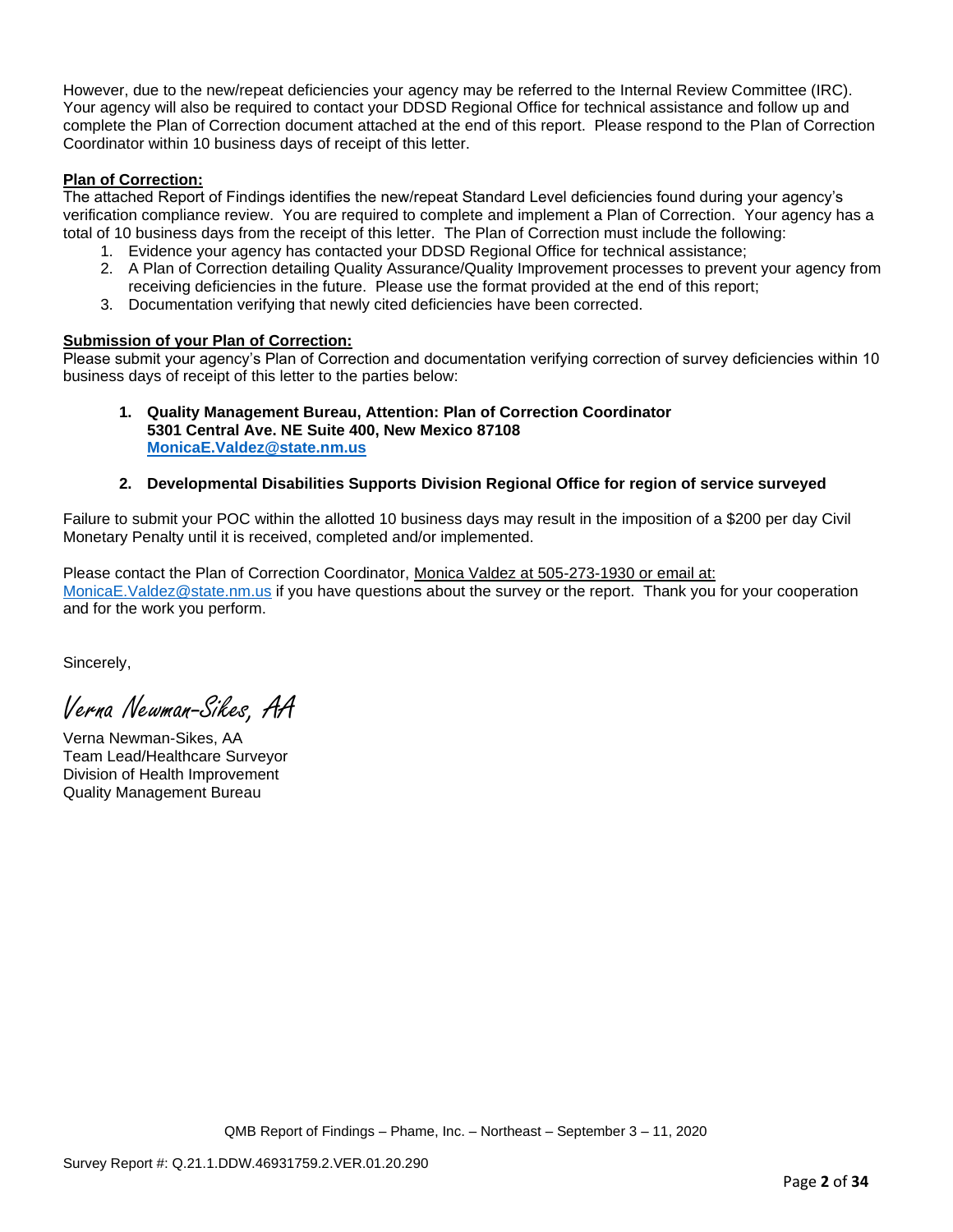However, due to the new/repeat deficiencies your agency may be referred to the Internal Review Committee (IRC). Your agency will also be required to contact your DDSD Regional Office for technical assistance and follow up and complete the Plan of Correction document attached at the end of this report. Please respond to the Plan of Correction Coordinator within 10 business days of receipt of this letter.

**Plan of Correction:**

The attached Report of Findings identifies the new/repeat Standard Level deficiencies found during your agency's verification compliance review. You are required to complete and implement a Plan of Correction. Your agency has a total of 10 business days from the receipt of this letter. The Plan of Correction must include the following:

1. Evidence your agency has contacted your DDSD Regional Office for technical assistance;
2. A Plan of Correction detailing Quality Assurance/Quality Improvement processes to prevent your agency from receiving deficiencies in the future. Please use the format provided at the end of this report;
3. Documentation verifying that newly cited deficiencies have been corrected.

**Submission of your Plan of Correction:**

Please submit your agency's Plan of Correction and documentation verifying correction of survey deficiencies within 10 business days of receipt of this letter to the parties below:

1. **Quality Management Bureau, Attention: Plan of Correction Coordinator**
   **5301 Central Ave. NE Suite 400, New Mexico 87108**
   **MonicaE.Valdez@state.nm.us**

2. **Developmental Disabilities Supports Division Regional Office for region of service surveyed**

Failure to submit your POC within the allotted 10 business days may result in the imposition of a $200 per day Civil Monetary Penalty until it is received, completed and/or implemented.

Please contact the Plan of Correction Coordinator, Monica Valdez at 505-273-1930 or email at: MonicaE.Valdez@state.nm.us if you have questions about the survey or the report. Thank you for your cooperation and for the work you perform.

Sincerely,

*Verna Newman-Sikes, AA*

Verna Newman-Sikes, AA
Team Lead/Healthcare Surveyor
Division of Health Improvement
Quality Management Bureau

QMB Report of Findings – Phame, Inc. – Northeast – September 3 – 11, 2020

Survey Report #: Q.21.1.DDW.46931759.2.VER.01.20.290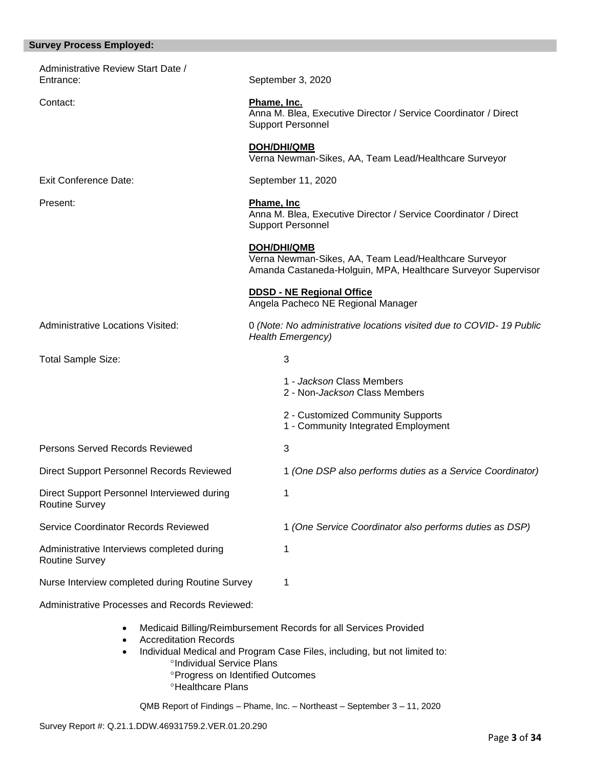## Survey Process Employed:

| | |
|---|---|
| Administrative Review Start Date / Entrance: | September 3, 2020 |
| Contact: | **Phame, Inc.**<br>Anna M. Blea, Executive Director / Service Coordinator / Direct Support Personnel<br><br>**DOH/DHI/QMB**<br>Verna Newman-Sikes, AA, Team Lead/Healthcare Surveyor |
| Exit Conference Date: | September 11, 2020 |
| Present: | **Phame, Inc**<br>Anna M. Blea, Executive Director / Service Coordinator / Direct Support Personnel<br><br>**DOH/DHI/QMB**<br>Verna Newman-Sikes, AA, Team Lead/Healthcare Surveyor<br>Amanda Castaneda-Holguin, MPA, Healthcare Surveyor Supervisor<br><br>**DDSD - NE Regional Office**<br>Angela Pacheco NE Regional Manager |
| Administrative Locations Visited: | 0 *(Note: No administrative locations visited due to COVID- 19 Public Health Emergency)* |
| Total Sample Size: | 3<br><br>1 - *Jackson* Class Members<br>2 - Non-*Jackson* Class Members<br><br>2 - Customized Community Supports<br>1 - Community Integrated Employment |
| Persons Served Records Reviewed | 3 |
| Direct Support Personnel Records Reviewed | 1 *(One DSP also performs duties as a Service Coordinator)* |
| Direct Support Personnel Interviewed during Routine Survey | 1 |
| Service Coordinator Records Reviewed | 1 *(One Service Coordinator also performs duties as DSP)* |
| Administrative Interviews completed during Routine Survey | 1 |
| Nurse Interview completed during Routine Survey | 1 |

Administrative Processes and Records Reviewed:

- Medicaid Billing/Reimbursement Records for all Services Provided
- Accreditation Records
- Individual Medical and Program Case Files, including, but not limited to:
  - °Individual Service Plans
  - °Progress on Identified Outcomes
  - °Healthcare Plans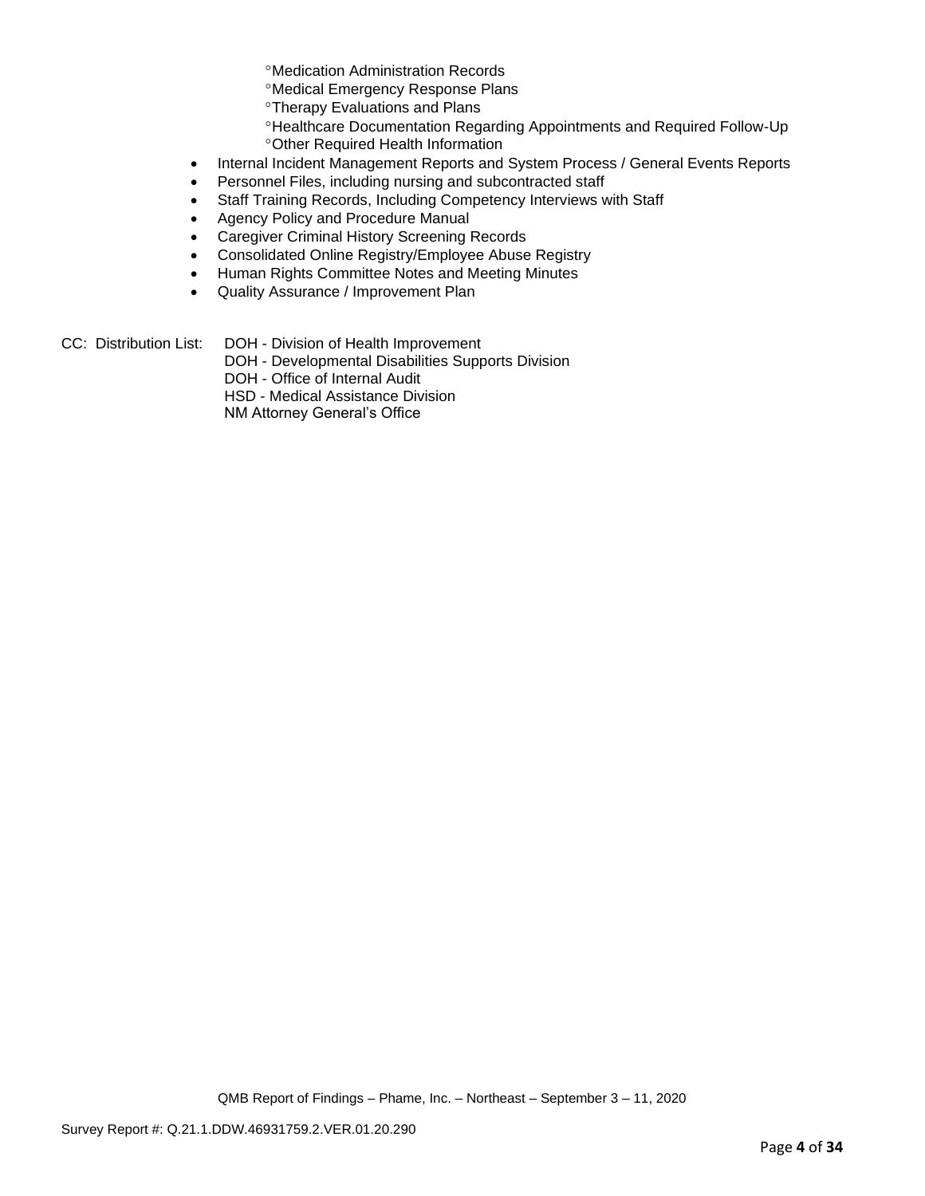- °Medication Administration Records
- °Medical Emergency Response Plans
- °Therapy Evaluations and Plans
- °Healthcare Documentation Regarding Appointments and Required Follow-Up
- °Other Required Health Information

- Internal Incident Management Reports and System Process / General Events Reports
- Personnel Files, including nursing and subcontracted staff
- Staff Training Records, Including Competency Interviews with Staff
- Agency Policy and Procedure Manual
- Caregiver Criminal History Screening Records
- Consolidated Online Registry/Employee Abuse Registry
- Human Rights Committee Notes and Meeting Minutes
- Quality Assurance / Improvement Plan

CC: Distribution List:
DOH - Division of Health Improvement
DOH - Developmental Disabilities Supports Division
DOH - Office of Internal Audit
HSD - Medical Assistance Division
NM Attorney General's Office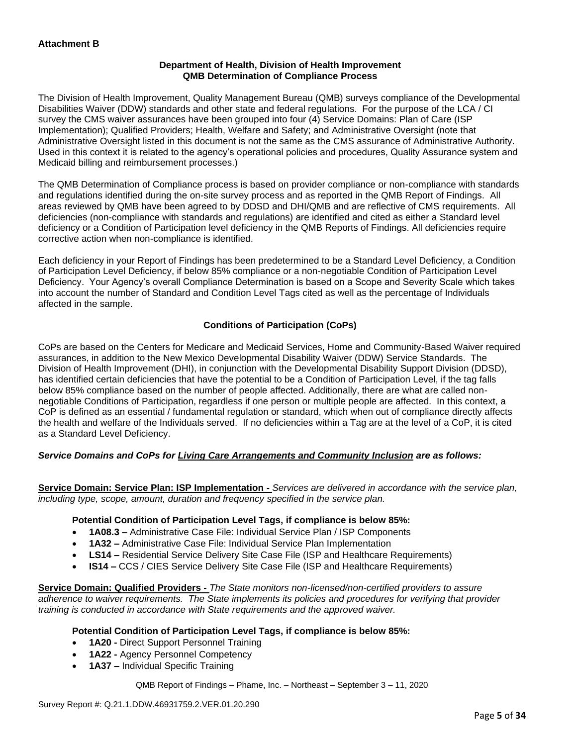**Attachment B**

**Department of Health, Division of Health Improvement**
**QMB Determination of Compliance Process**

The Division of Health Improvement, Quality Management Bureau (QMB) surveys compliance of the Developmental Disabilities Waiver (DDW) standards and other state and federal regulations. For the purpose of the LCA / CI survey the CMS waiver assurances have been grouped into four (4) Service Domains: Plan of Care (ISP Implementation); Qualified Providers; Health, Welfare and Safety; and Administrative Oversight (note that Administrative Oversight listed in this document is not the same as the CMS assurance of Administrative Authority. Used in this context it is related to the agency's operational policies and procedures, Quality Assurance system and Medicaid billing and reimbursement processes.)

The QMB Determination of Compliance process is based on provider compliance or non-compliance with standards and regulations identified during the on-site survey process and as reported in the QMB Report of Findings. All areas reviewed by QMB have been agreed to by DDSD and DHI/QMB and are reflective of CMS requirements. All deficiencies (non-compliance with standards and regulations) are identified and cited as either a Standard level deficiency or a Condition of Participation level deficiency in the QMB Reports of Findings. All deficiencies require corrective action when non-compliance is identified.

Each deficiency in your Report of Findings has been predetermined to be a Standard Level Deficiency, a Condition of Participation Level Deficiency, if below 85% compliance or a non-negotiable Condition of Participation Level Deficiency. Your Agency's overall Compliance Determination is based on a Scope and Severity Scale which takes into account the number of Standard and Condition Level Tags cited as well as the percentage of Individuals affected in the sample.

**Conditions of Participation (CoPs)**

CoPs are based on the Centers for Medicare and Medicaid Services, Home and Community-Based Waiver required assurances, in addition to the New Mexico Developmental Disability Waiver (DDW) Service Standards. The Division of Health Improvement (DHI), in conjunction with the Developmental Disability Support Division (DDSD), has identified certain deficiencies that have the potential to be a Condition of Participation Level, if the tag falls below 85% compliance based on the number of people affected. Additionally, there are what are called non-negotiable Conditions of Participation, regardless if one person or multiple people are affected. In this context, a CoP is defined as an essential / fundamental regulation or standard, which when out of compliance directly affects the health and welfare of the Individuals served. If no deficiencies within a Tag are at the level of a CoP, it is cited as a Standard Level Deficiency.

***Service Domains and CoPs for Living Care Arrangements and Community Inclusion are as follows:***

**Service Domain: Service Plan: ISP Implementation -** *Services are delivered in accordance with the service plan, including type, scope, amount, duration and frequency specified in the service plan.*

**Potential Condition of Participation Level Tags, if compliance is below 85%:**

- **1A08.3 –** Administrative Case File: Individual Service Plan / ISP Components
- **1A32 –** Administrative Case File: Individual Service Plan Implementation
- **LS14 –** Residential Service Delivery Site Case File (ISP and Healthcare Requirements)
- **IS14 –** CCS / CIES Service Delivery Site Case File (ISP and Healthcare Requirements)

**Service Domain: Qualified Providers -** *The State monitors non-licensed/non-certified providers to assure adherence to waiver requirements. The State implements its policies and procedures for verifying that provider training is conducted in accordance with State requirements and the approved waiver.*

**Potential Condition of Participation Level Tags, if compliance is below 85%:**

- **1A20 -** Direct Support Personnel Training
- **1A22 -** Agency Personnel Competency
- **1A37 –** Individual Specific Training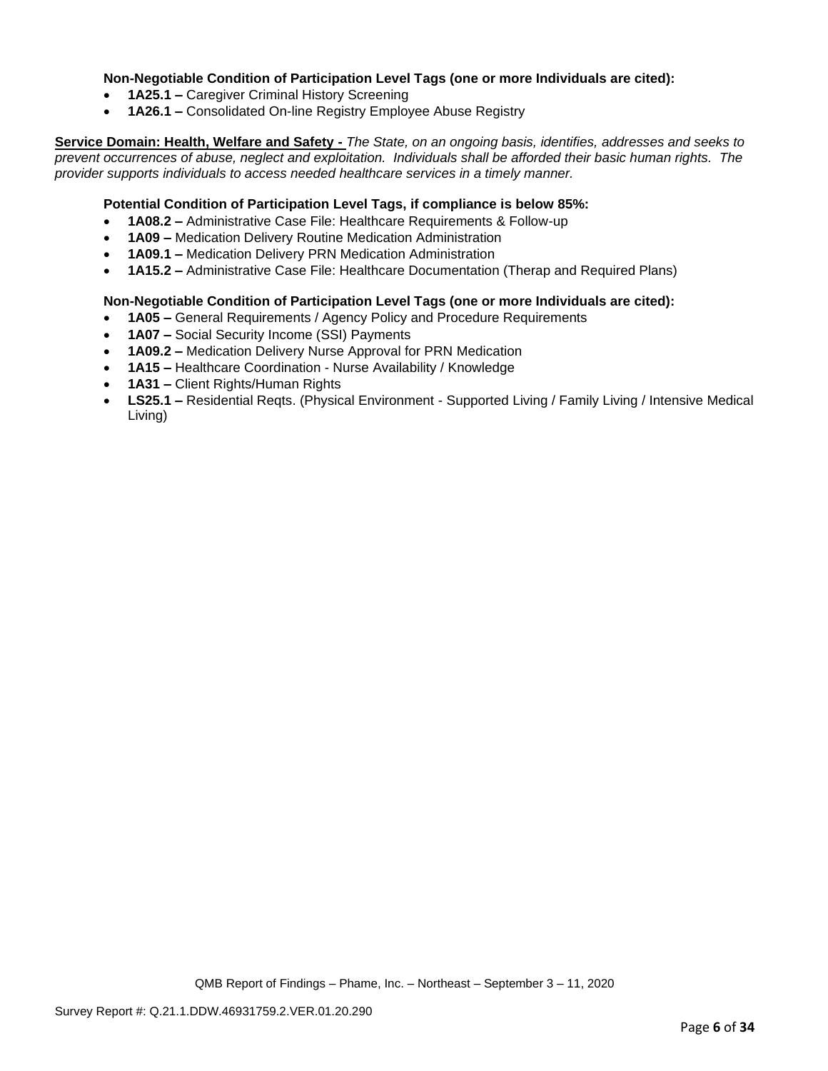**Non-Negotiable Condition of Participation Level Tags (one or more Individuals are cited):**

- **1A25.1 –** Caregiver Criminal History Screening
- **1A26.1 –** Consolidated On-line Registry Employee Abuse Registry

**Service Domain: Health, Welfare and Safety -** *The State, on an ongoing basis, identifies, addresses and seeks to prevent occurrences of abuse, neglect and exploitation. Individuals shall be afforded their basic human rights. The provider supports individuals to access needed healthcare services in a timely manner.*

**Potential Condition of Participation Level Tags, if compliance is below 85%:**

- **1A08.2 –** Administrative Case File: Healthcare Requirements & Follow-up
- **1A09 –** Medication Delivery Routine Medication Administration
- **1A09.1 –** Medication Delivery PRN Medication Administration
- **1A15.2 –** Administrative Case File: Healthcare Documentation (Therap and Required Plans)

**Non-Negotiable Condition of Participation Level Tags (one or more Individuals are cited):**

- **1A05 –** General Requirements / Agency Policy and Procedure Requirements
- **1A07 –** Social Security Income (SSI) Payments
- **1A09.2 –** Medication Delivery Nurse Approval for PRN Medication
- **1A15 –** Healthcare Coordination - Nurse Availability / Knowledge
- **1A31 –** Client Rights/Human Rights
- **LS25.1 –** Residential Reqts. (Physical Environment - Supported Living / Family Living / Intensive Medical Living)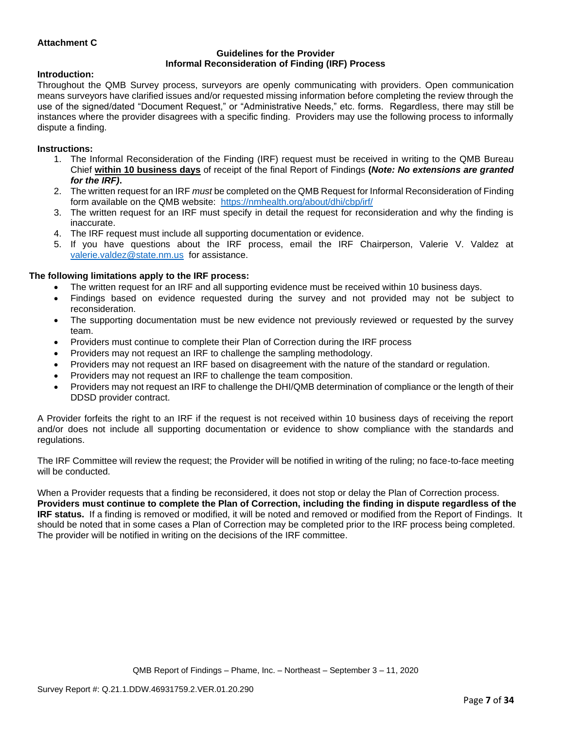**Attachment C**

**Guidelines for the Provider**
**Informal Reconsideration of Finding (IRF) Process**

**Introduction:**

Throughout the QMB Survey process, surveyors are openly communicating with providers. Open communication means surveyors have clarified issues and/or requested missing information before completing the review through the use of the signed/dated "Document Request," or "Administrative Needs," etc. forms. Regardless, there may still be instances where the provider disagrees with a specific finding. Providers may use the following process to informally dispute a finding.

**Instructions:**

1. The Informal Reconsideration of the Finding (IRF) request must be received in writing to the QMB Bureau Chief **within 10 business days** of receipt of the final Report of Findings **(*Note: No extensions are granted for the IRF)*.**
2. The written request for an IRF *must* be completed on the QMB Request for Informal Reconsideration of Finding form available on the QMB website: https://nmhealth.org/about/dhi/cbp/irf/
3. The written request for an IRF must specify in detail the request for reconsideration and why the finding is inaccurate.
4. The IRF request must include all supporting documentation or evidence.
5. If you have questions about the IRF process, email the IRF Chairperson, Valerie V. Valdez at valerie.valdez@state.nm.us for assistance.

**The following limitations apply to the IRF process:**

- The written request for an IRF and all supporting evidence must be received within 10 business days.
- Findings based on evidence requested during the survey and not provided may not be subject to reconsideration.
- The supporting documentation must be new evidence not previously reviewed or requested by the survey team.
- Providers must continue to complete their Plan of Correction during the IRF process
- Providers may not request an IRF to challenge the sampling methodology.
- Providers may not request an IRF based on disagreement with the nature of the standard or regulation.
- Providers may not request an IRF to challenge the team composition.
- Providers may not request an IRF to challenge the DHI/QMB determination of compliance or the length of their DDSD provider contract.

A Provider forfeits the right to an IRF if the request is not received within 10 business days of receiving the report and/or does not include all supporting documentation or evidence to show compliance with the standards and regulations.

The IRF Committee will review the request; the Provider will be notified in writing of the ruling; no face-to-face meeting will be conducted.

When a Provider requests that a finding be reconsidered, it does not stop or delay the Plan of Correction process. **Providers must continue to complete the Plan of Correction, including the finding in dispute regardless of the IRF status.** If a finding is removed or modified, it will be noted and removed or modified from the Report of Findings. It should be noted that in some cases a Plan of Correction may be completed prior to the IRF process being completed. The provider will be notified in writing on the decisions of the IRF committee.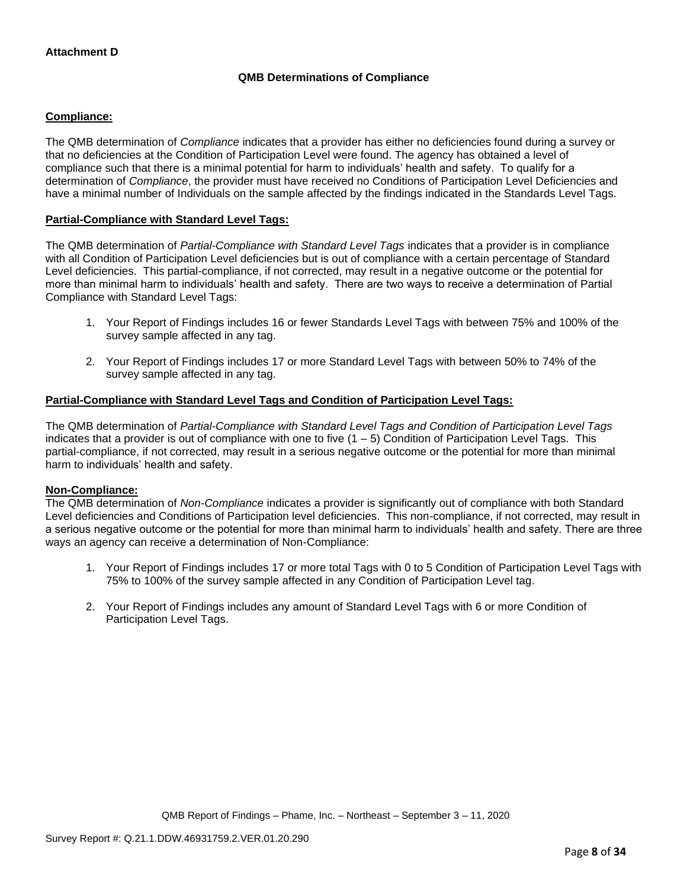**Attachment D**

**QMB Determinations of Compliance**

**Compliance:**

The QMB determination of *Compliance* indicates that a provider has either no deficiencies found during a survey or that no deficiencies at the Condition of Participation Level were found. The agency has obtained a level of compliance such that there is a minimal potential for harm to individuals' health and safety. To qualify for a determination of *Compliance*, the provider must have received no Conditions of Participation Level Deficiencies and have a minimal number of Individuals on the sample affected by the findings indicated in the Standards Level Tags.

**Partial-Compliance with Standard Level Tags:**

The QMB determination of *Partial-Compliance with Standard Level Tags* indicates that a provider is in compliance with all Condition of Participation Level deficiencies but is out of compliance with a certain percentage of Standard Level deficiencies. This partial-compliance, if not corrected, may result in a negative outcome or the potential for more than minimal harm to individuals' health and safety. There are two ways to receive a determination of Partial Compliance with Standard Level Tags:

1. Your Report of Findings includes 16 or fewer Standards Level Tags with between 75% and 100% of the survey sample affected in any tag.
2. Your Report of Findings includes 17 or more Standard Level Tags with between 50% to 74% of the survey sample affected in any tag.

**Partial-Compliance with Standard Level Tags and Condition of Participation Level Tags:**

The QMB determination of *Partial-Compliance with Standard Level Tags and Condition of Participation Level Tags* indicates that a provider is out of compliance with one to five (1 – 5) Condition of Participation Level Tags. This partial-compliance, if not corrected, may result in a serious negative outcome or the potential for more than minimal harm to individuals' health and safety.

**Non-Compliance:**

The QMB determination of *Non-Compliance* indicates a provider is significantly out of compliance with both Standard Level deficiencies and Conditions of Participation level deficiencies. This non-compliance, if not corrected, may result in a serious negative outcome or the potential for more than minimal harm to individuals' health and safety. There are three ways an agency can receive a determination of Non-Compliance:

1. Your Report of Findings includes 17 or more total Tags with 0 to 5 Condition of Participation Level Tags with 75% to 100% of the survey sample affected in any Condition of Participation Level tag.
2. Your Report of Findings includes any amount of Standard Level Tags with 6 or more Condition of Participation Level Tags.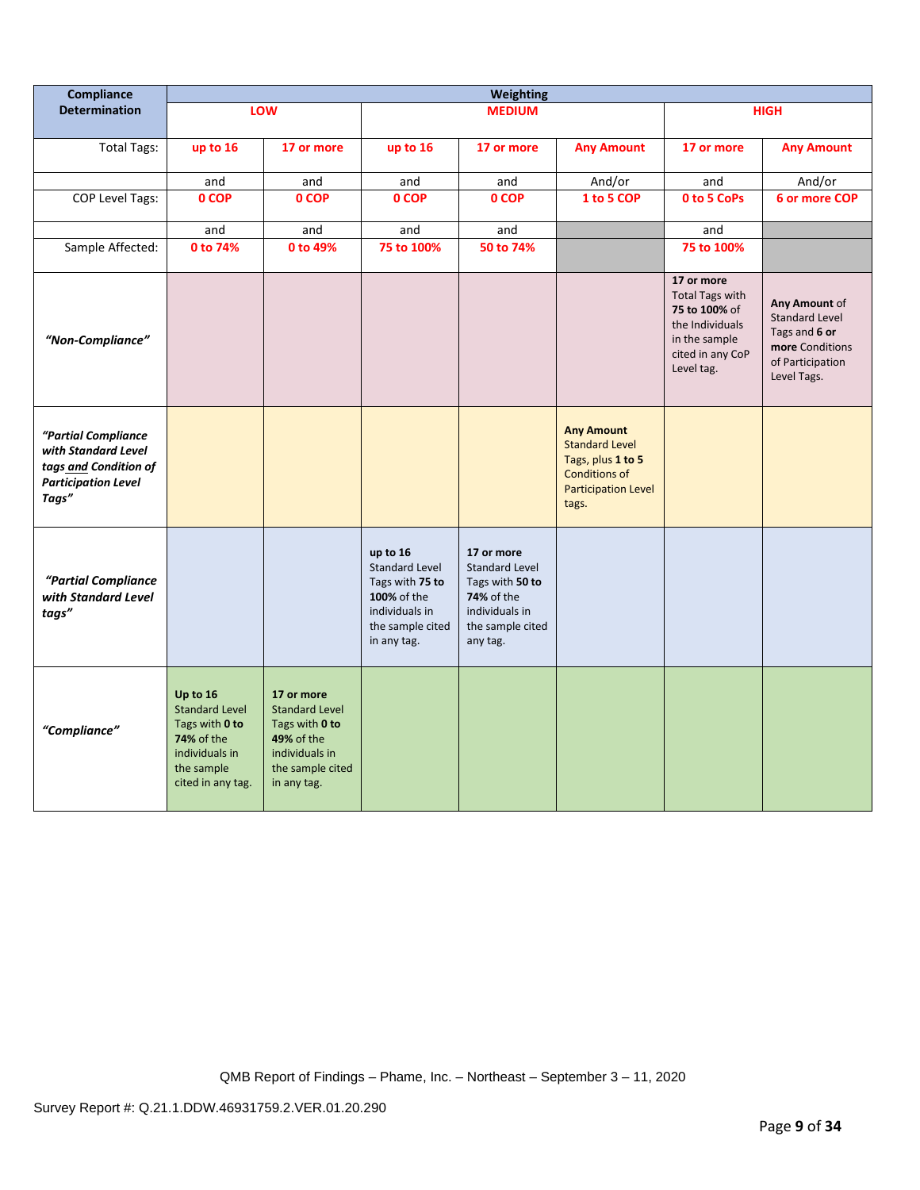| Compliance Determination | Weighting | | | | | | |
|---|---|---|---|---|---|---|---|
| | LOW | | MEDIUM | | | HIGH | |
| Total Tags: | up to 16 | 17 or more | up to 16 | 17 or more | Any Amount | 17 or more | Any Amount |
| | and | and | and | and | And/or | and | And/or |
| COP Level Tags: | 0 COP | 0 COP | 0 COP | 0 COP | 1 to 5 COP | 0 to 5 CoPs | 6 or more COP |
| | and | and | and | and | | and | |
| Sample Affected: | 0 to 74% | 0 to 49% | 75 to 100% | 50 to 74% | | 75 to 100% | |
| ***"Non-Compliance"*** | | | | | | **17 or more** Total Tags with **75 to 100%** of the Individuals in the sample cited in any CoP Level tag. | **Any Amount** of Standard Level Tags and **6 or more** Conditions of Participation Level Tags. |
| ***"Partial Compliance with Standard Level tags and Condition of Participation Level Tags"*** | | | | | **Any Amount** Standard Level Tags, plus **1 to 5** Conditions of Participation Level tags. | | |
| ***"Partial Compliance with Standard Level tags"*** | | | **up to 16** Standard Level Tags with **75 to 100%** of the individuals in the sample cited in any tag. | **17 or more** Standard Level Tags with **50 to 74%** of the individuals in the sample cited any tag. | | | |
| ***"Compliance"*** | **Up to 16** Standard Level Tags with **0 to 74%** of the individuals in the sample cited in any tag. | **17 or more** Standard Level Tags with **0 to 49%** of the individuals in the sample cited in any tag. | | | | | |

QMB Report of Findings – Phame, Inc. – Northeast – September 3 – 11, 2020

Survey Report #: Q.21.1.DDW.46931759.2.VER.01.20.290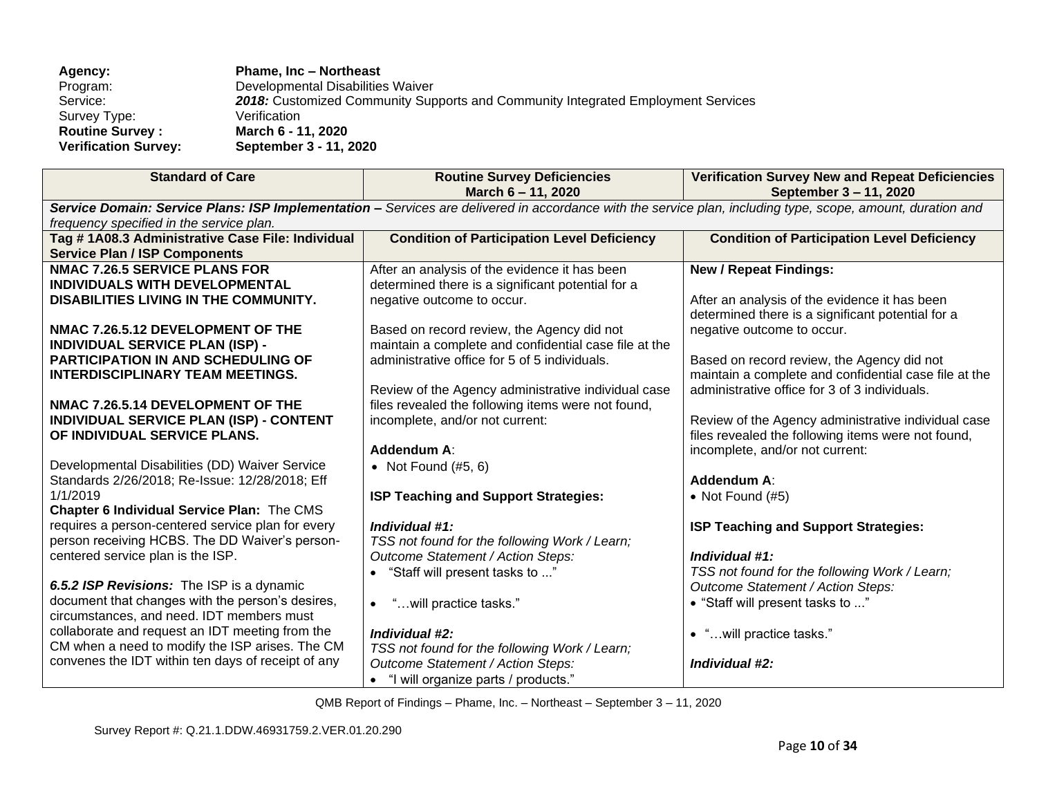**Agency:** **Phame, Inc – Northeast**
Program: Developmental Disabilities Waiver
Service: ***2018:*** Customized Community Supports and Community Integrated Employment Services
Survey Type: Verification
**Routine Survey :** **March 6 - 11, 2020**
**Verification Survey:** **September 3 - 11, 2020**

| Standard of Care | Routine Survey Deficiencies March 6 – 11, 2020 | Verification Survey New and Repeat Deficiencies September 3 – 11, 2020 |
|---|---|---|
| ***Service Domain: Service Plans: ISP Implementation –*** *Services are delivered in accordance with the service plan, including type, scope, amount, duration and frequency specified in the service plan.* | | |
| **Tag # 1A08.3 Administrative Case File: Individual Service Plan / ISP Components** | **Condition of Participation Level Deficiency** | **Condition of Participation Level Deficiency** |
| **NMAC 7.26.5 SERVICE PLANS FOR INDIVIDUALS WITH DEVELOPMENTAL DISABILITIES LIVING IN THE COMMUNITY.**<br><br>**NMAC 7.26.5.12 DEVELOPMENT OF THE INDIVIDUAL SERVICE PLAN (ISP) - PARTICIPATION IN AND SCHEDULING OF INTERDISCIPLINARY TEAM MEETINGS.**<br><br>**NMAC 7.26.5.14 DEVELOPMENT OF THE INDIVIDUAL SERVICE PLAN (ISP) - CONTENT OF INDIVIDUAL SERVICE PLANS.**<br><br>Developmental Disabilities (DD) Waiver Service Standards 2/26/2018; Re-Issue: 12/28/2018; Eff 1/1/2019<br>**Chapter 6 Individual Service Plan:** The CMS requires a person-centered service plan for every person receiving HCBS. The DD Waiver's person-centered service plan is the ISP.<br><br>***6.5.2 ISP Revisions:*** The ISP is a dynamic document that changes with the person's desires, circumstances, and need. IDT members must collaborate and request an IDT meeting from the CM when a need to modify the ISP arises. The CM convenes the IDT within ten days of receipt of any | After an analysis of the evidence it has been determined there is a significant potential for a negative outcome to occur.<br><br>Based on record review, the Agency did not maintain a complete and confidential case file at the administrative office for 5 of 5 individuals.<br><br>Review of the Agency administrative individual case files revealed the following items were not found, incomplete, and/or not current:<br><br>**Addendum A**:<br>• Not Found (#5, 6)<br><br>**ISP Teaching and Support Strategies:**<br><br>***Individual #1:***<br>*TSS not found for the following Work / Learn; Outcome Statement / Action Steps:*<br>• "Staff will present tasks to ..."<br><br>• "…will practice tasks."<br><br>***Individual #2:***<br>*TSS not found for the following Work / Learn; Outcome Statement / Action Steps:*<br>• "I will organize parts / products." | **New / Repeat Findings:**<br><br>After an analysis of the evidence it has been determined there is a significant potential for a negative outcome to occur.<br><br>Based on record review, the Agency did not maintain a complete and confidential case file at the administrative office for 3 of 3 individuals.<br><br>Review of the Agency administrative individual case files revealed the following items were not found, incomplete, and/or not current:<br><br>**Addendum A**:<br>• Not Found (#5)<br><br>**ISP Teaching and Support Strategies:**<br><br>***Individual #1:***<br>*TSS not found for the following Work / Learn; Outcome Statement / Action Steps:*<br>• "Staff will present tasks to ..."<br><br>• "…will practice tasks."<br><br>***Individual #2:*** |

QMB Report of Findings – Phame, Inc. – Northeast – September 3 – 11, 2020

Survey Report #: Q.21.1.DDW.46931759.2.VER.01.20.290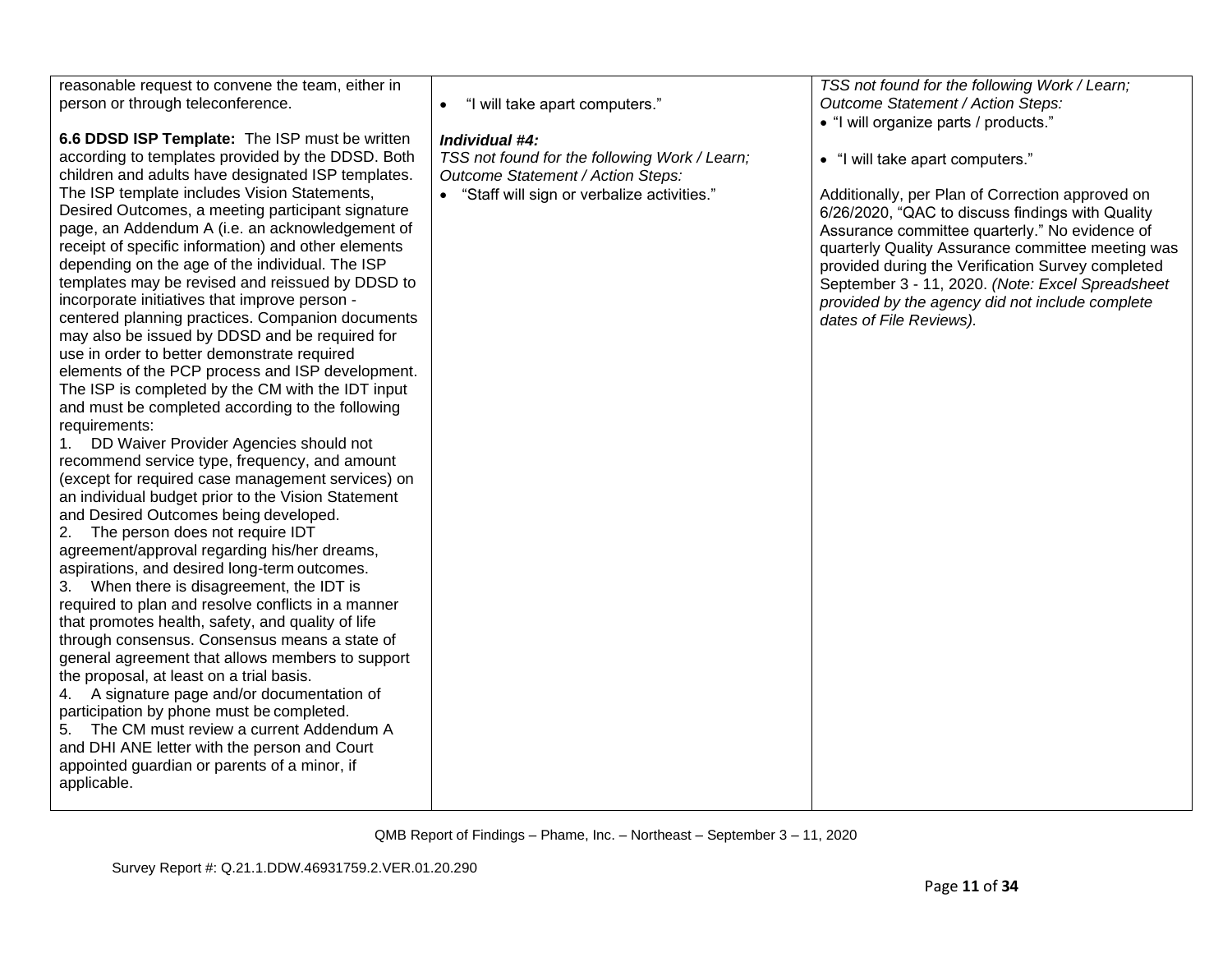| | | |
|---|---|---|
| reasonable request to convene the team, either in person or through teleconference.<br><br>**6.6 DDSD ISP Template:** The ISP must be written according to templates provided by the DDSD. Both children and adults have designated ISP templates. The ISP template includes Vision Statements, Desired Outcomes, a meeting participant signature page, an Addendum A (i.e. an acknowledgement of receipt of specific information) and other elements depending on the age of the individual. The ISP templates may be revised and reissued by DDSD to incorporate initiatives that improve person - centered planning practices. Companion documents may also be issued by DDSD and be required for use in order to better demonstrate required elements of the PCP process and ISP development. The ISP is completed by the CM with the IDT input and must be completed according to the following requirements:<br>1. DD Waiver Provider Agencies should not recommend service type, frequency, and amount (except for required case management services) on an individual budget prior to the Vision Statement and Desired Outcomes being developed.<br>2. The person does not require IDT agreement/approval regarding his/her dreams, aspirations, and desired long-term outcomes.<br>3. When there is disagreement, the IDT is required to plan and resolve conflicts in a manner that promotes health, safety, and quality of life through consensus. Consensus means a state of general agreement that allows members to support the proposal, at least on a trial basis.<br>4. A signature page and/or documentation of participation by phone must be completed.<br>5. The CM must review a current Addendum A and DHI ANE letter with the person and Court appointed guardian or parents of a minor, if applicable. | • "I will take apart computers."<br><br>***Individual #4:***<br>*TSS not found for the following Work / Learn; Outcome Statement / Action Steps:*<br>• "Staff will sign or verbalize activities." | *TSS not found for the following Work / Learn; Outcome Statement / Action Steps:*<br>• "I will organize parts / products."<br><br>• "I will take apart computers."<br><br>Additionally, per Plan of Correction approved on 6/26/2020, "QAC to discuss findings with Quality Assurance committee quarterly." No evidence of quarterly Quality Assurance committee meeting was provided during the Verification Survey completed September 3 - 11, 2020. *(Note: Excel Spreadsheet provided by the agency did not include complete dates of File Reviews).* |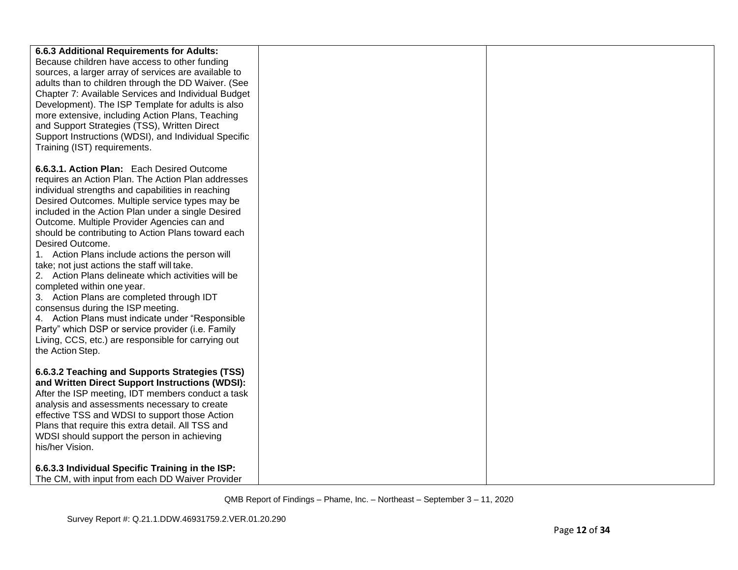| | | |
|---|---|---|
| **6.6.3 Additional Requirements for Adults:** Because children have access to other funding sources, a larger array of services are available to adults than to children through the DD Waiver. (See Chapter 7: Available Services and Individual Budget Development). The ISP Template for adults is also more extensive, including Action Plans, Teaching and Support Strategies (TSS), Written Direct Support Instructions (WDSI), and Individual Specific Training (IST) requirements.<br><br>**6.6.3.1. Action Plan:** Each Desired Outcome requires an Action Plan. The Action Plan addresses individual strengths and capabilities in reaching Desired Outcomes. Multiple service types may be included in the Action Plan under a single Desired Outcome. Multiple Provider Agencies can and should be contributing to Action Plans toward each Desired Outcome.<br>1. Action Plans include actions the person will take; not just actions the staff will take.<br>2. Action Plans delineate which activities will be completed within one year.<br>3. Action Plans are completed through IDT consensus during the ISP meeting.<br>4. Action Plans must indicate under "Responsible Party" which DSP or service provider (i.e. Family Living, CCS, etc.) are responsible for carrying out the Action Step.<br><br>**6.6.3.2 Teaching and Supports Strategies (TSS) and Written Direct Support Instructions (WDSI):** After the ISP meeting, IDT members conduct a task analysis and assessments necessary to create effective TSS and WDSI to support those Action Plans that require this extra detail. All TSS and WDSI should support the person in achieving his/her Vision.<br><br>**6.6.3.3 Individual Specific Training in the ISP:** The CM, with input from each DD Waiver Provider | | |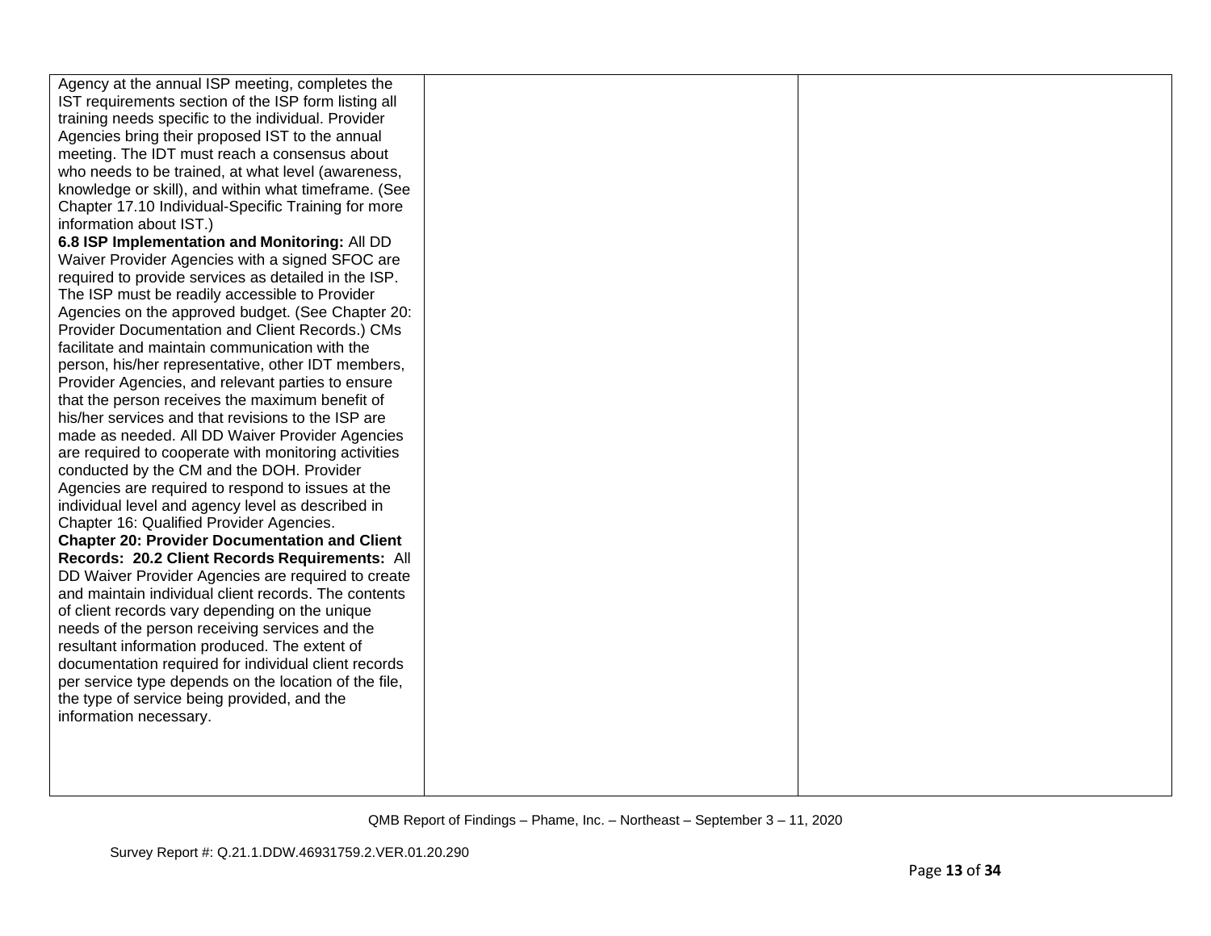| | | |
|---|---|---|
| Agency at the annual ISP meeting, completes the IST requirements section of the ISP form listing all training needs specific to the individual. Provider Agencies bring their proposed IST to the annual meeting. The IDT must reach a consensus about who needs to be trained, at what level (awareness, knowledge or skill), and within what timeframe. (See Chapter 17.10 Individual-Specific Training for more information about IST.)<br>**6.8 ISP Implementation and Monitoring:** All DD Waiver Provider Agencies with a signed SFOC are required to provide services as detailed in the ISP. The ISP must be readily accessible to Provider Agencies on the approved budget. (See Chapter 20: Provider Documentation and Client Records.) CMs facilitate and maintain communication with the person, his/her representative, other IDT members, Provider Agencies, and relevant parties to ensure that the person receives the maximum benefit of his/her services and that revisions to the ISP are made as needed. All DD Waiver Provider Agencies are required to cooperate with monitoring activities conducted by the CM and the DOH. Provider Agencies are required to respond to issues at the individual level and agency level as described in Chapter 16: Qualified Provider Agencies.<br>**Chapter 20: Provider Documentation and Client Records: 20.2 Client Records Requirements:** All DD Waiver Provider Agencies are required to create and maintain individual client records. The contents of client records vary depending on the unique needs of the person receiving services and the resultant information produced. The extent of documentation required for individual client records per service type depends on the location of the file, the type of service being provided, and the information necessary. | | |

QMB Report of Findings – Phame, Inc. – Northeast – September 3 – 11, 2020

Survey Report #: Q.21.1.DDW.46931759.2.VER.01.20.290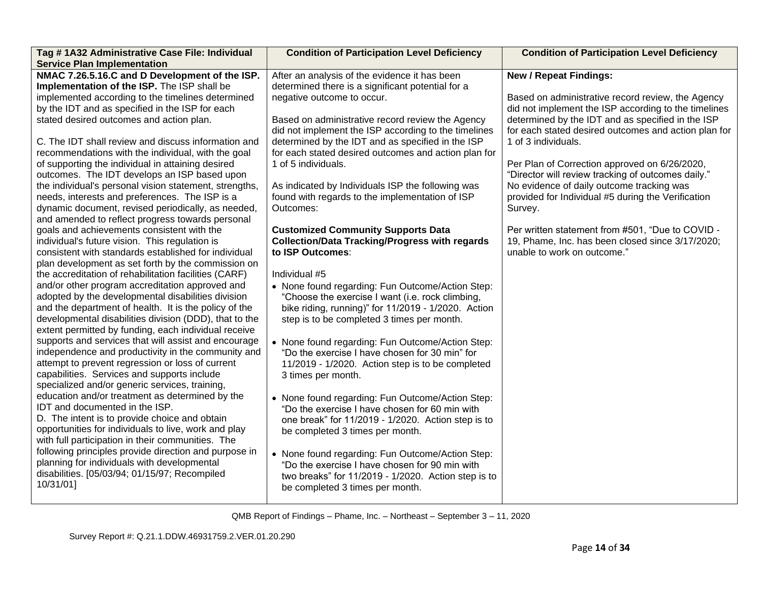| Tag # 1A32 Administrative Case File: Individual Service Plan Implementation | Condition of Participation Level Deficiency | Condition of Participation Level Deficiency |
|---|---|---|
| **NMAC 7.26.5.16.C and D Development of the ISP. Implementation of the ISP.** The ISP shall be implemented according to the timelines determined by the IDT and as specified in the ISP for each stated desired outcomes and action plan.<br><br>C. The IDT shall review and discuss information and recommendations with the individual, with the goal of supporting the individual in attaining desired outcomes. The IDT develops an ISP based upon the individual's personal vision statement, strengths, needs, interests and preferences. The ISP is a dynamic document, revised periodically, as needed, and amended to reflect progress towards personal goals and achievements consistent with the individual's future vision. This regulation is consistent with standards established for individual plan development as set forth by the commission on the accreditation of rehabilitation facilities (CARF) and/or other program accreditation approved and adopted by the developmental disabilities division and the department of health. It is the policy of the developmental disabilities division (DDD), that to the extent permitted by funding, each individual receive supports and services that will assist and encourage independence and productivity in the community and attempt to prevent regression or loss of current capabilities. Services and supports include specialized and/or generic services, training, education and/or treatment as determined by the IDT and documented in the ISP.<br>D. The intent is to provide choice and obtain opportunities for individuals to live, work and play with full participation in their communities. The following principles provide direction and purpose in planning for individuals with developmental disabilities. [05/03/94; 01/15/97; Recompiled 10/31/01] | After an analysis of the evidence it has been determined there is a significant potential for a negative outcome to occur.<br><br>Based on administrative record review the Agency did not implement the ISP according to the timelines determined by the IDT and as specified in the ISP for each stated desired outcomes and action plan for 1 of 5 individuals.<br><br>As indicated by Individuals ISP the following was found with regards to the implementation of ISP Outcomes:<br><br>**Customized Community Supports Data Collection/Data Tracking/Progress with regards to ISP Outcomes**:<br><br>Individual #5<br>• None found regarding: Fun Outcome/Action Step: "Choose the exercise I want (i.e. rock climbing, bike riding, running)" for 11/2019 - 1/2020. Action step is to be completed 3 times per month.<br><br>• None found regarding: Fun Outcome/Action Step: "Do the exercise I have chosen for 30 min" for 11/2019 - 1/2020. Action step is to be completed 3 times per month.<br><br>• None found regarding: Fun Outcome/Action Step: "Do the exercise I have chosen for 60 min with one break" for 11/2019 - 1/2020. Action step is to be completed 3 times per month.<br><br>• None found regarding: Fun Outcome/Action Step: "Do the exercise I have chosen for 90 min with two breaks" for 11/2019 - 1/2020. Action step is to be completed 3 times per month. | **New / Repeat Findings:**<br><br>Based on administrative record review, the Agency did not implement the ISP according to the timelines determined by the IDT and as specified in the ISP for each stated desired outcomes and action plan for 1 of 3 individuals.<br><br>Per Plan of Correction approved on 6/26/2020, "Director will review tracking of outcomes daily." No evidence of daily outcome tracking was provided for Individual #5 during the Verification Survey.<br><br>Per written statement from #501, "Due to COVID - 19, Phame, Inc. has been closed since 3/17/2020; unable to work on outcome." |

QMB Report of Findings – Phame, Inc. – Northeast – September 3 – 11, 2020

Survey Report #: Q.21.1.DDW.46931759.2.VER.01.20.290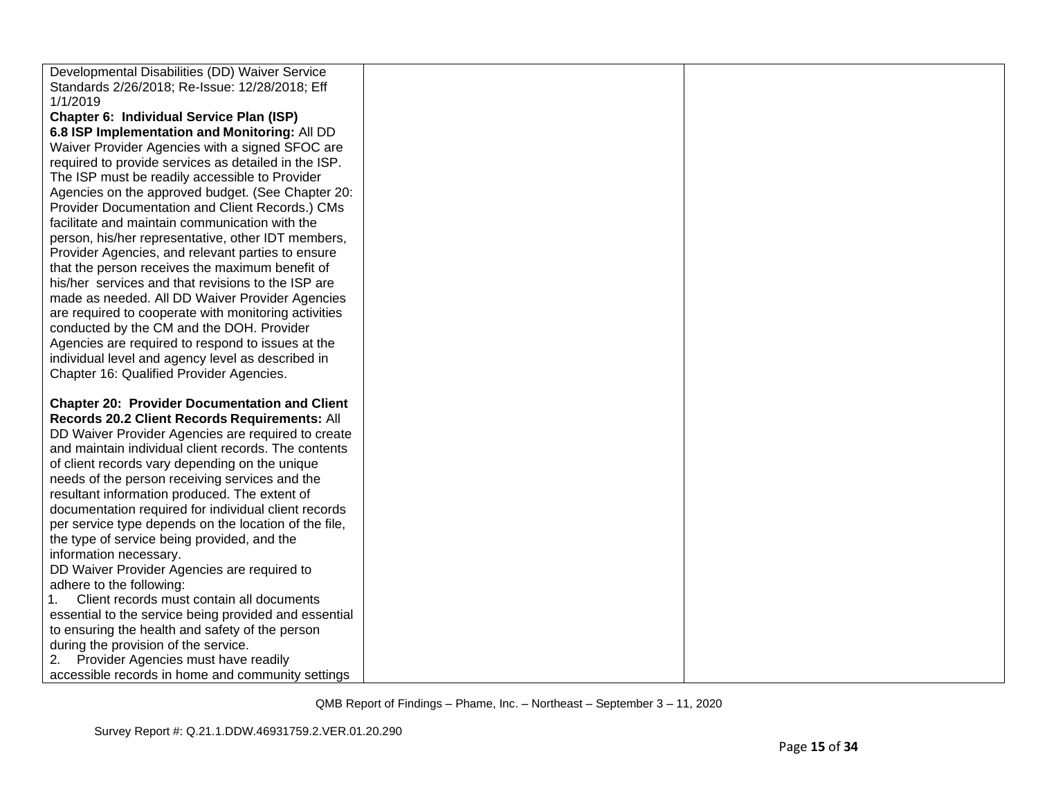| | | |
|---|---|---|
| Developmental Disabilities (DD) Waiver Service Standards 2/26/2018; Re-Issue: 12/28/2018; Eff 1/1/2019<br>**Chapter 6: Individual Service Plan (ISP)**<br>**6.8 ISP Implementation and Monitoring:** All DD Waiver Provider Agencies with a signed SFOC are required to provide services as detailed in the ISP. The ISP must be readily accessible to Provider Agencies on the approved budget. (See Chapter 20: Provider Documentation and Client Records.) CMs facilitate and maintain communication with the person, his/her representative, other IDT members, Provider Agencies, and relevant parties to ensure that the person receives the maximum benefit of his/her services and that revisions to the ISP are made as needed. All DD Waiver Provider Agencies are required to cooperate with monitoring activities conducted by the CM and the DOH. Provider Agencies are required to respond to issues at the individual level and agency level as described in Chapter 16: Qualified Provider Agencies.<br><br>**Chapter 20: Provider Documentation and Client Records 20.2 Client Records Requirements:** All DD Waiver Provider Agencies are required to create and maintain individual client records. The contents of client records vary depending on the unique needs of the person receiving services and the resultant information produced. The extent of documentation required for individual client records per service type depends on the location of the file, the type of service being provided, and the information necessary.<br>DD Waiver Provider Agencies are required to adhere to the following:<br>1. Client records must contain all documents essential to the service being provided and essential to ensuring the health and safety of the person during the provision of the service.<br>2. Provider Agencies must have readily accessible records in home and community settings | | |

QMB Report of Findings – Phame, Inc. – Northeast – September 3 – 11, 2020

Survey Report #: Q.21.1.DDW.46931759.2.VER.01.20.290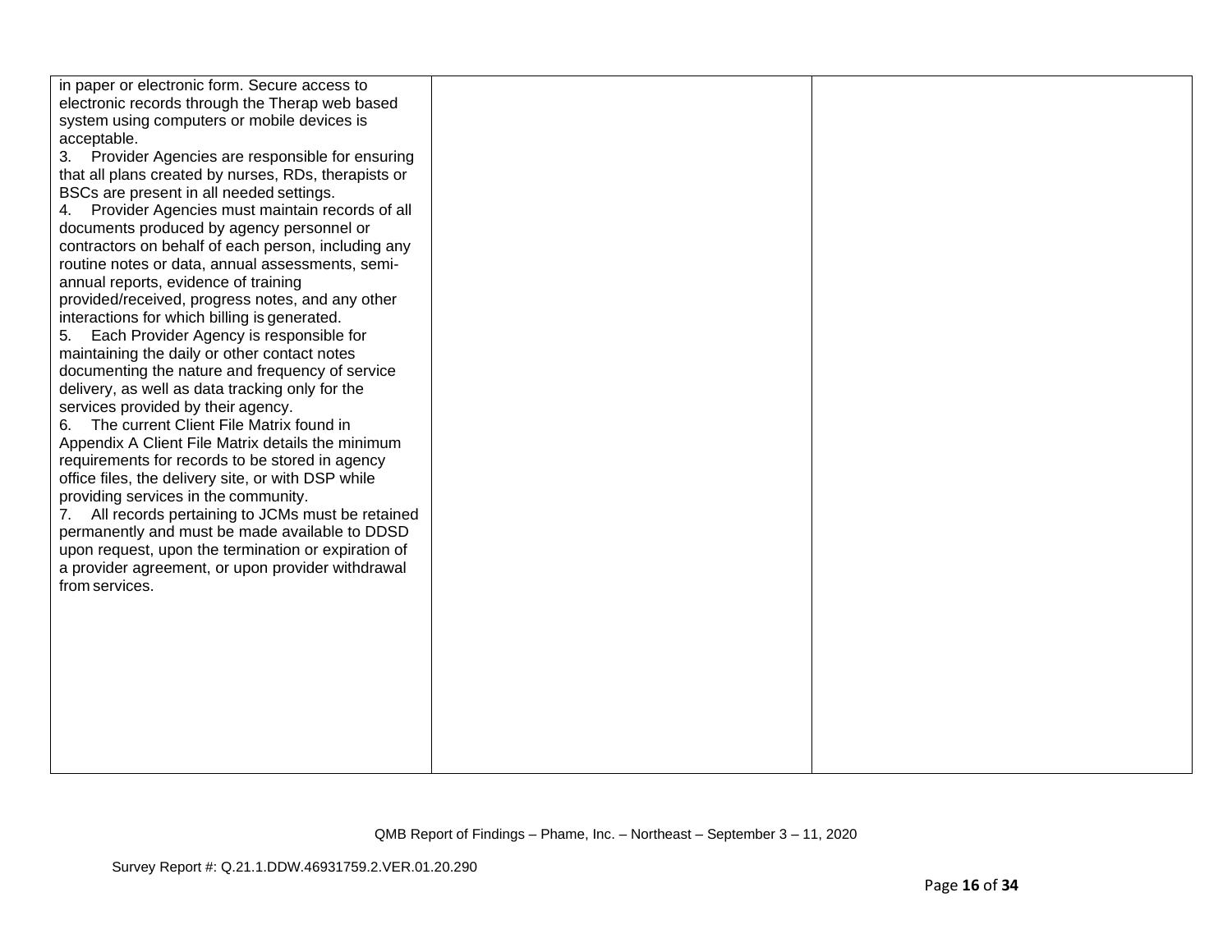| | | |
|---|---|---|
| in paper or electronic form. Secure access to electronic records through the Therap web based system using computers or mobile devices is acceptable.<br>3. Provider Agencies are responsible for ensuring that all plans created by nurses, RDs, therapists or BSCs are present in all needed settings.<br>4. Provider Agencies must maintain records of all documents produced by agency personnel or contractors on behalf of each person, including any routine notes or data, annual assessments, semi-annual reports, evidence of training provided/received, progress notes, and any other interactions for which billing is generated.<br>5. Each Provider Agency is responsible for maintaining the daily or other contact notes documenting the nature and frequency of service delivery, as well as data tracking only for the services provided by their agency.<br>6. The current Client File Matrix found in Appendix A Client File Matrix details the minimum requirements for records to be stored in agency office files, the delivery site, or with DSP while providing services in the community.<br>7. All records pertaining to JCMs must be retained permanently and must be made available to DDSD upon request, upon the termination or expiration of a provider agreement, or upon provider withdrawal from services. | | |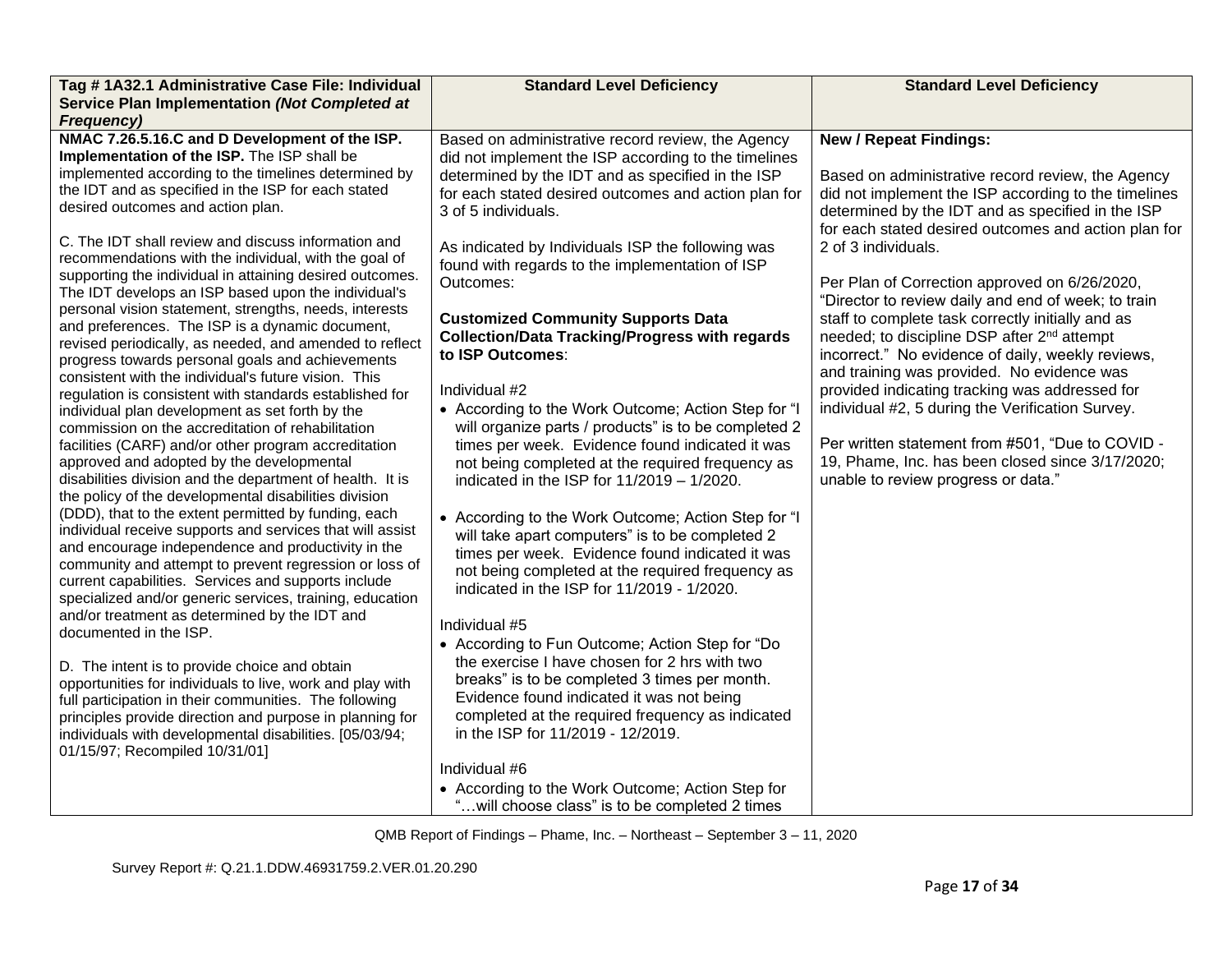| Tag # 1A32.1 Administrative Case File: Individual Service Plan Implementation *(Not Completed at Frequency)* | Standard Level Deficiency | Standard Level Deficiency |
|---|---|---|
| **NMAC 7.26.5.16.C and D Development of the ISP. Implementation of the ISP.** The ISP shall be implemented according to the timelines determined by the IDT and as specified in the ISP for each stated desired outcomes and action plan.<br><br>C. The IDT shall review and discuss information and recommendations with the individual, with the goal of supporting the individual in attaining desired outcomes. The IDT develops an ISP based upon the individual's personal vision statement, strengths, needs, interests and preferences. The ISP is a dynamic document, revised periodically, as needed, and amended to reflect progress towards personal goals and achievements consistent with the individual's future vision. This regulation is consistent with standards established for individual plan development as set forth by the commission on the accreditation of rehabilitation facilities (CARF) and/or other program accreditation approved and adopted by the developmental disabilities division and the department of health. It is the policy of the developmental disabilities division (DDD), that to the extent permitted by funding, each individual receive supports and services that will assist and encourage independence and productivity in the community and attempt to prevent regression or loss of current capabilities. Services and supports include specialized and/or generic services, training, education and/or treatment as determined by the IDT and documented in the ISP.<br><br>D. The intent is to provide choice and obtain opportunities for individuals to live, work and play with full participation in their communities. The following principles provide direction and purpose in planning for individuals with developmental disabilities. [05/03/94; 01/15/97; Recompiled 10/31/01] | Based on administrative record review, the Agency did not implement the ISP according to the timelines determined by the IDT and as specified in the ISP for each stated desired outcomes and action plan for 3 of 5 individuals.<br><br>As indicated by Individuals ISP the following was found with regards to the implementation of ISP Outcomes:<br><br>**Customized Community Supports Data Collection/Data Tracking/Progress with regards to ISP Outcomes**:<br><br>Individual #2<br>• According to the Work Outcome; Action Step for "I will organize parts / products" is to be completed 2 times per week. Evidence found indicated it was not being completed at the required frequency as indicated in the ISP for 11/2019 – 1/2020.<br><br>• According to the Work Outcome; Action Step for "I will take apart computers" is to be completed 2 times per week. Evidence found indicated it was not being completed at the required frequency as indicated in the ISP for 11/2019 - 1/2020.<br><br>Individual #5<br>• According to Fun Outcome; Action Step for "Do the exercise I have chosen for 2 hrs with two breaks" is to be completed 3 times per month. Evidence found indicated it was not being completed at the required frequency as indicated in the ISP for 11/2019 - 12/2019.<br><br>Individual #6<br>• According to the Work Outcome; Action Step for "…will choose class" is to be completed 2 times | **New / Repeat Findings:**<br><br>Based on administrative record review, the Agency did not implement the ISP according to the timelines determined by the IDT and as specified in the ISP for each stated desired outcomes and action plan for 2 of 3 individuals.<br><br>Per Plan of Correction approved on 6/26/2020, "Director to review daily and end of week; to train staff to complete task correctly initially and as needed; to discipline DSP after 2nd attempt incorrect." No evidence of daily, weekly reviews, and training was provided. No evidence was provided indicating tracking was addressed for individual #2, 5 during the Verification Survey.<br><br>Per written statement from #501, "Due to COVID - 19, Phame, Inc. has been closed since 3/17/2020; unable to review progress or data." |

QMB Report of Findings – Phame, Inc. – Northeast – September 3 – 11, 2020

Survey Report #: Q.21.1.DDW.46931759.2.VER.01.20.290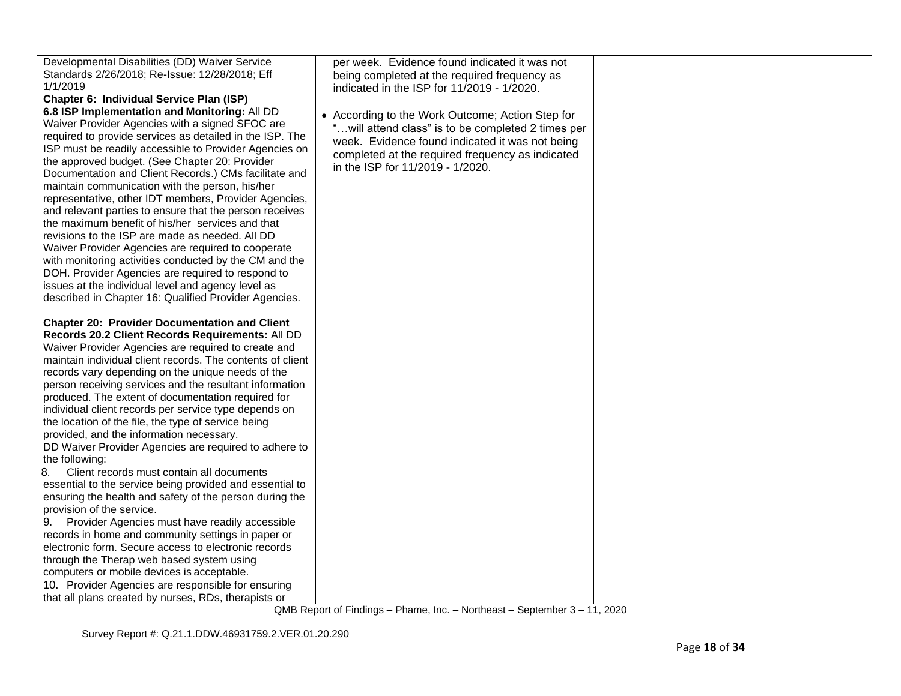| | | |
|---|---|---|
| Developmental Disabilities (DD) Waiver Service Standards 2/26/2018; Re-Issue: 12/28/2018; Eff 1/1/2019<br>**Chapter 6: Individual Service Plan (ISP)**<br>**6.8 ISP Implementation and Monitoring:** All DD Waiver Provider Agencies with a signed SFOC are required to provide services as detailed in the ISP. The ISP must be readily accessible to Provider Agencies on the approved budget. (See Chapter 20: Provider Documentation and Client Records.) CMs facilitate and maintain communication with the person, his/her representative, other IDT members, Provider Agencies, and relevant parties to ensure that the person receives the maximum benefit of his/her services and that revisions to the ISP are made as needed. All DD Waiver Provider Agencies are required to cooperate with monitoring activities conducted by the CM and the DOH. Provider Agencies are required to respond to issues at the individual level and agency level as described in Chapter 16: Qualified Provider Agencies.<br><br>**Chapter 20: Provider Documentation and Client Records 20.2 Client Records Requirements:** All DD Waiver Provider Agencies are required to create and maintain individual client records. The contents of client records vary depending on the unique needs of the person receiving services and the resultant information produced. The extent of documentation required for individual client records per service type depends on the location of the file, the type of service being provided, and the information necessary.<br>DD Waiver Provider Agencies are required to adhere to the following:<br>8. Client records must contain all documents essential to the service being provided and essential to ensuring the health and safety of the person during the provision of the service.<br>9. Provider Agencies must have readily accessible records in home and community settings in paper or electronic form. Secure access to electronic records through the Therap web based system using computers or mobile devices is acceptable.<br>10. Provider Agencies are responsible for ensuring that all plans created by nurses, RDs, therapists or | per week. Evidence found indicated it was not being completed at the required frequency as indicated in the ISP for 11/2019 - 1/2020.<br><br>• According to the Work Outcome; Action Step for "…will attend class" is to be completed 2 times per week. Evidence found indicated it was not being completed at the required frequency as indicated in the ISP for 11/2019 - 1/2020. | |

QMB Report of Findings – Phame, Inc. – Northeast – September 3 – 11, 2020

Survey Report #: Q.21.1.DDW.46931759.2.VER.01.20.290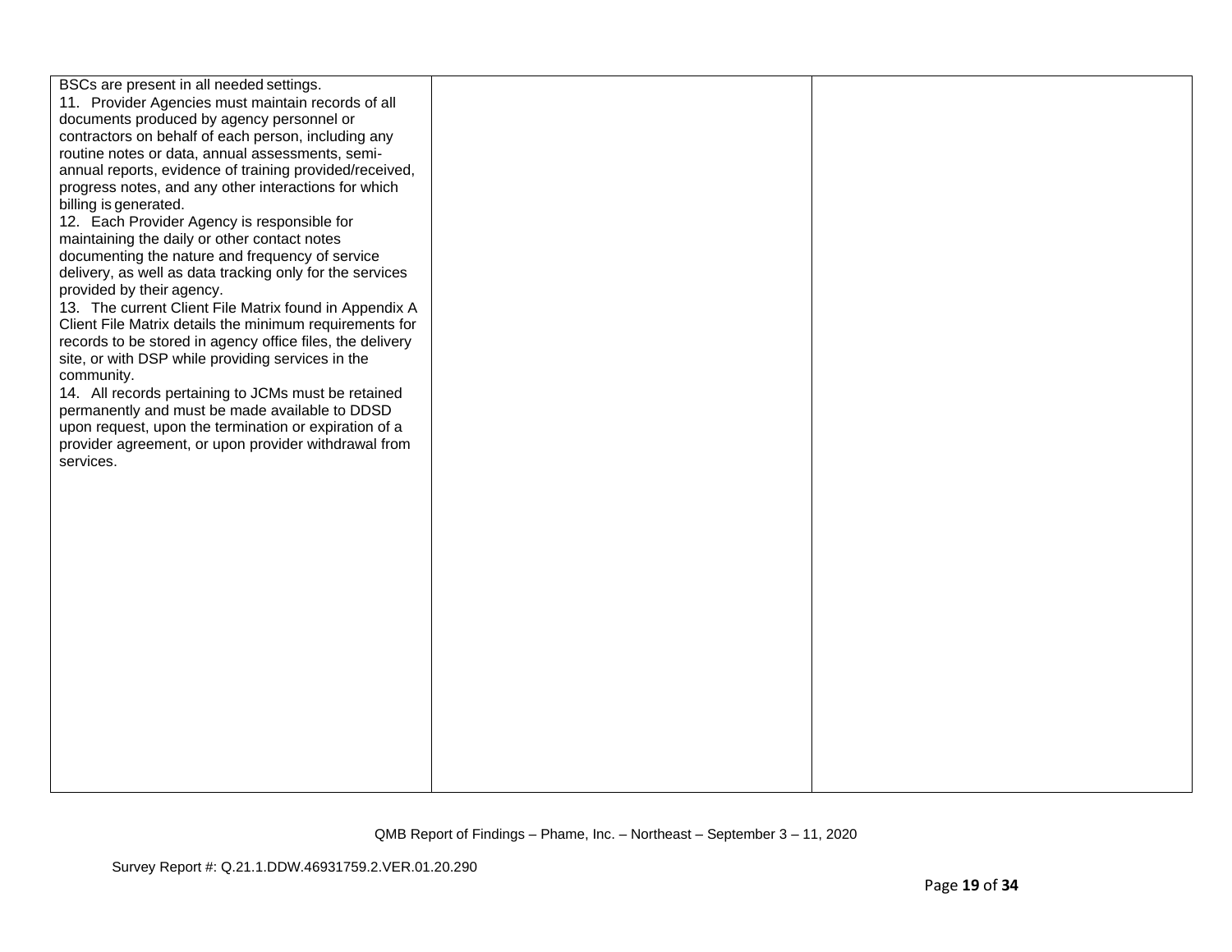| | | |
|---|---|---|
| BSCs are present in all needed settings.<br>11. Provider Agencies must maintain records of all documents produced by agency personnel or contractors on behalf of each person, including any routine notes or data, annual assessments, semi-annual reports, evidence of training provided/received, progress notes, and any other interactions for which billing is generated.<br>12. Each Provider Agency is responsible for maintaining the daily or other contact notes documenting the nature and frequency of service delivery, as well as data tracking only for the services provided by their agency.<br>13. The current Client File Matrix found in Appendix A Client File Matrix details the minimum requirements for records to be stored in agency office files, the delivery site, or with DSP while providing services in the community.<br>14. All records pertaining to JCMs must be retained permanently and must be made available to DDSD upon request, upon the termination or expiration of a provider agreement, or upon provider withdrawal from services. | | |

QMB Report of Findings – Phame, Inc. – Northeast – September 3 – 11, 2020

Survey Report #: Q.21.1.DDW.46931759.2.VER.01.20.290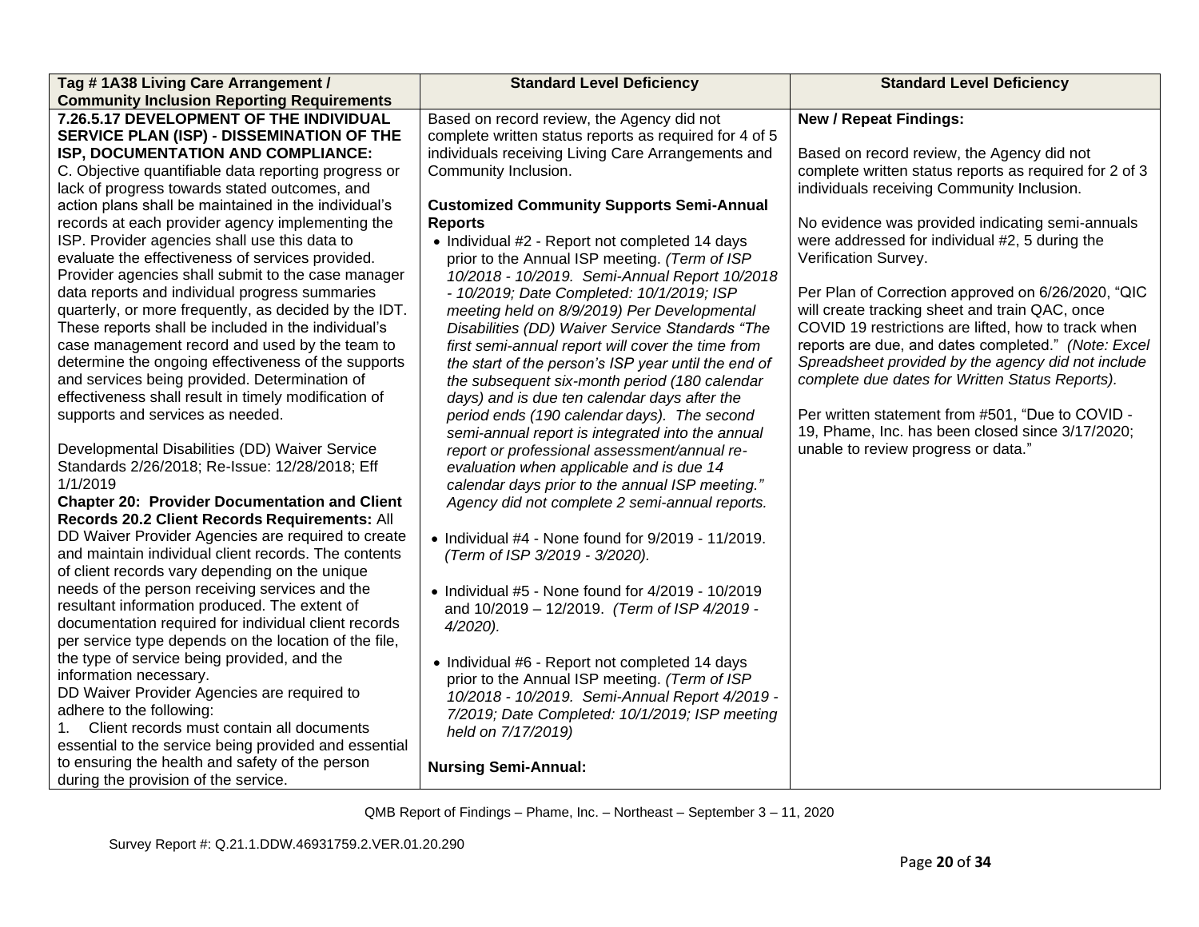| Tag # 1A38 Living Care Arrangement / Community Inclusion Reporting Requirements | Standard Level Deficiency | Standard Level Deficiency |
|---|---|---|
| **7.26.5.17 DEVELOPMENT OF THE INDIVIDUAL SERVICE PLAN (ISP) - DISSEMINATION OF THE ISP, DOCUMENTATION AND COMPLIANCE:**<br>C. Objective quantifiable data reporting progress or lack of progress towards stated outcomes, and action plans shall be maintained in the individual's records at each provider agency implementing the ISP. Provider agencies shall use this data to evaluate the effectiveness of services provided. Provider agencies shall submit to the case manager data reports and individual progress summaries quarterly, or more frequently, as decided by the IDT. These reports shall be included in the individual's case management record and used by the team to determine the ongoing effectiveness of the supports and services being provided. Determination of effectiveness shall result in timely modification of supports and services as needed.<br><br>Developmental Disabilities (DD) Waiver Service Standards 2/26/2018; Re-Issue: 12/28/2018; Eff 1/1/2019<br>**Chapter 20: Provider Documentation and Client Records 20.2 Client Records Requirements:** All DD Waiver Provider Agencies are required to create and maintain individual client records. The contents of client records vary depending on the unique needs of the person receiving services and the resultant information produced. The extent of documentation required for individual client records per service type depends on the location of the file, the type of service being provided, and the information necessary.<br>DD Waiver Provider Agencies are required to adhere to the following:<br>1. Client records must contain all documents essential to the service being provided and essential to ensuring the health and safety of the person during the provision of the service. | Based on record review, the Agency did not complete written status reports as required for 4 of 5 individuals receiving Living Care Arrangements and Community Inclusion.<br><br>**Customized Community Supports Semi-Annual Reports**<br>• Individual #2 - Report not completed 14 days prior to the Annual ISP meeting. *(Term of ISP 10/2018 - 10/2019. Semi-Annual Report 10/2018 - 10/2019; Date Completed: 10/1/2019; ISP meeting held on 8/9/2019) Per Developmental Disabilities (DD) Waiver Service Standards "The first semi-annual report will cover the time from the start of the person's ISP year until the end of the subsequent six-month period (180 calendar days) and is due ten calendar days after the period ends (190 calendar days). The second semi-annual report is integrated into the annual report or professional assessment/annual re-evaluation when applicable and is due 14 calendar days prior to the annual ISP meeting." Agency did not complete 2 semi-annual reports.*<br><br>• Individual #4 - None found for 9/2019 - 11/2019. *(Term of ISP 3/2019 - 3/2020).*<br><br>• Individual #5 - None found for 4/2019 - 10/2019 and 10/2019 – 12/2019. *(Term of ISP 4/2019 - 4/2020).*<br><br>• Individual #6 - Report not completed 14 days prior to the Annual ISP meeting. *(Term of ISP 10/2018 - 10/2019. Semi-Annual Report 4/2019 - 7/2019; Date Completed: 10/1/2019; ISP meeting held on 7/17/2019)*<br><br>**Nursing Semi-Annual:** | **New / Repeat Findings:**<br><br>Based on record review, the Agency did not complete written status reports as required for 2 of 3 individuals receiving Community Inclusion.<br><br>No evidence was provided indicating semi-annuals were addressed for individual #2, 5 during the Verification Survey.<br><br>Per Plan of Correction approved on 6/26/2020, "QIC will create tracking sheet and train QAC, once COVID 19 restrictions are lifted, how to track when reports are due, and dates completed." *(Note: Excel Spreadsheet provided by the agency did not include complete due dates for Written Status Reports).*<br><br>Per written statement from #501, "Due to COVID - 19, Phame, Inc. has been closed since 3/17/2020; unable to review progress or data." |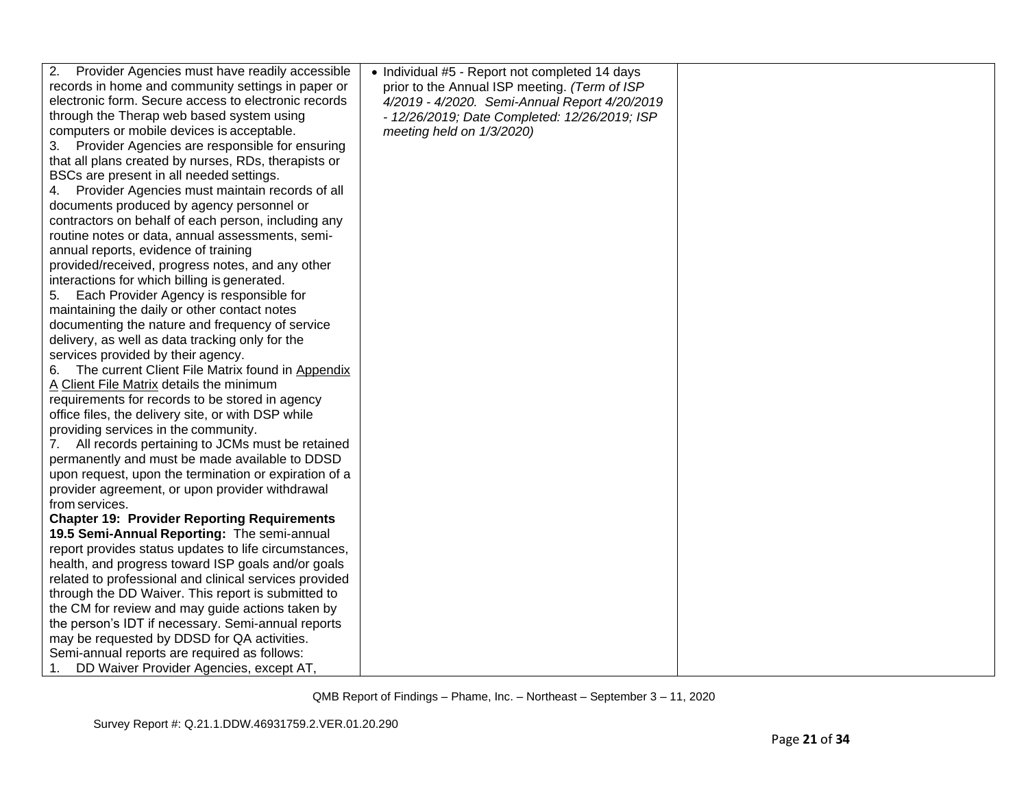| | | |
|---|---|---|
| 2. Provider Agencies must have readily accessible records in home and community settings in paper or electronic form. Secure access to electronic records through the Therap web based system using computers or mobile devices is acceptable.<br>3. Provider Agencies are responsible for ensuring that all plans created by nurses, RDs, therapists or BSCs are present in all needed settings.<br>4. Provider Agencies must maintain records of all documents produced by agency personnel or contractors on behalf of each person, including any routine notes or data, annual assessments, semi-annual reports, evidence of training provided/received, progress notes, and any other interactions for which billing is generated.<br>5. Each Provider Agency is responsible for maintaining the daily or other contact notes documenting the nature and frequency of service delivery, as well as data tracking only for the services provided by their agency.<br>6. The current Client File Matrix found in Appendix A Client File Matrix details the minimum requirements for records to be stored in agency office files, the delivery site, or with DSP while providing services in the community.<br>7. All records pertaining to JCMs must be retained permanently and must be made available to DDSD upon request, upon the termination or expiration of a provider agreement, or upon provider withdrawal from services.<br>**Chapter 19: Provider Reporting Requirements**<br>**19.5 Semi-Annual Reporting:** The semi-annual report provides status updates to life circumstances, health, and progress toward ISP goals and/or goals related to professional and clinical services provided through the DD Waiver. This report is submitted to the CM for review and may guide actions taken by the person's IDT if necessary. Semi-annual reports may be requested by DDSD for QA activities.<br>Semi-annual reports are required as follows:<br>1. DD Waiver Provider Agencies, except AT, | • Individual #5 - Report not completed 14 days prior to the Annual ISP meeting. *(Term of ISP 4/2019 - 4/2020. Semi-Annual Report 4/20/2019 - 12/26/2019; Date Completed: 12/26/2019; ISP meeting held on 1/3/2020)* | |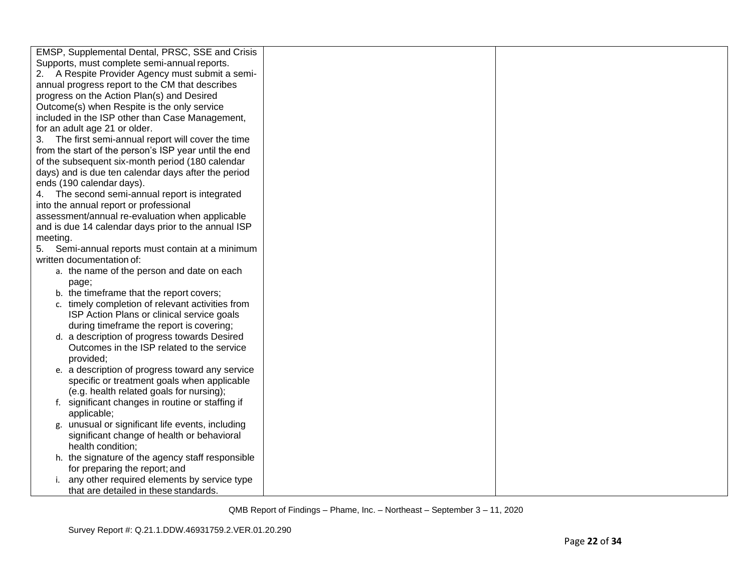| | | |
|---|---|---|
| EMSP, Supplemental Dental, PRSC, SSE and Crisis Supports, must complete semi-annual reports.<br>2. A Respite Provider Agency must submit a semi-annual progress report to the CM that describes progress on the Action Plan(s) and Desired Outcome(s) when Respite is the only service included in the ISP other than Case Management, for an adult age 21 or older.<br>3. The first semi-annual report will cover the time from the start of the person's ISP year until the end of the subsequent six-month period (180 calendar days) and is due ten calendar days after the period ends (190 calendar days).<br>4. The second semi-annual report is integrated into the annual report or professional assessment/annual re-evaluation when applicable and is due 14 calendar days prior to the annual ISP meeting.<br>5. Semi-annual reports must contain at a minimum written documentation of:<br>a. the name of the person and date on each page;<br>b. the timeframe that the report covers;<br>c. timely completion of relevant activities from ISP Action Plans or clinical service goals during timeframe the report is covering;<br>d. a description of progress towards Desired Outcomes in the ISP related to the service provided;<br>e. a description of progress toward any service specific or treatment goals when applicable (e.g. health related goals for nursing);<br>f. significant changes in routine or staffing if applicable;<br>g. unusual or significant life events, including significant change of health or behavioral health condition;<br>h. the signature of the agency staff responsible for preparing the report; and<br>i. any other required elements by service type that are detailed in these standards. | | |

QMB Report of Findings – Phame, Inc. – Northeast – September 3 – 11, 2020

Survey Report #: Q.21.1.DDW.46931759.2.VER.01.20.290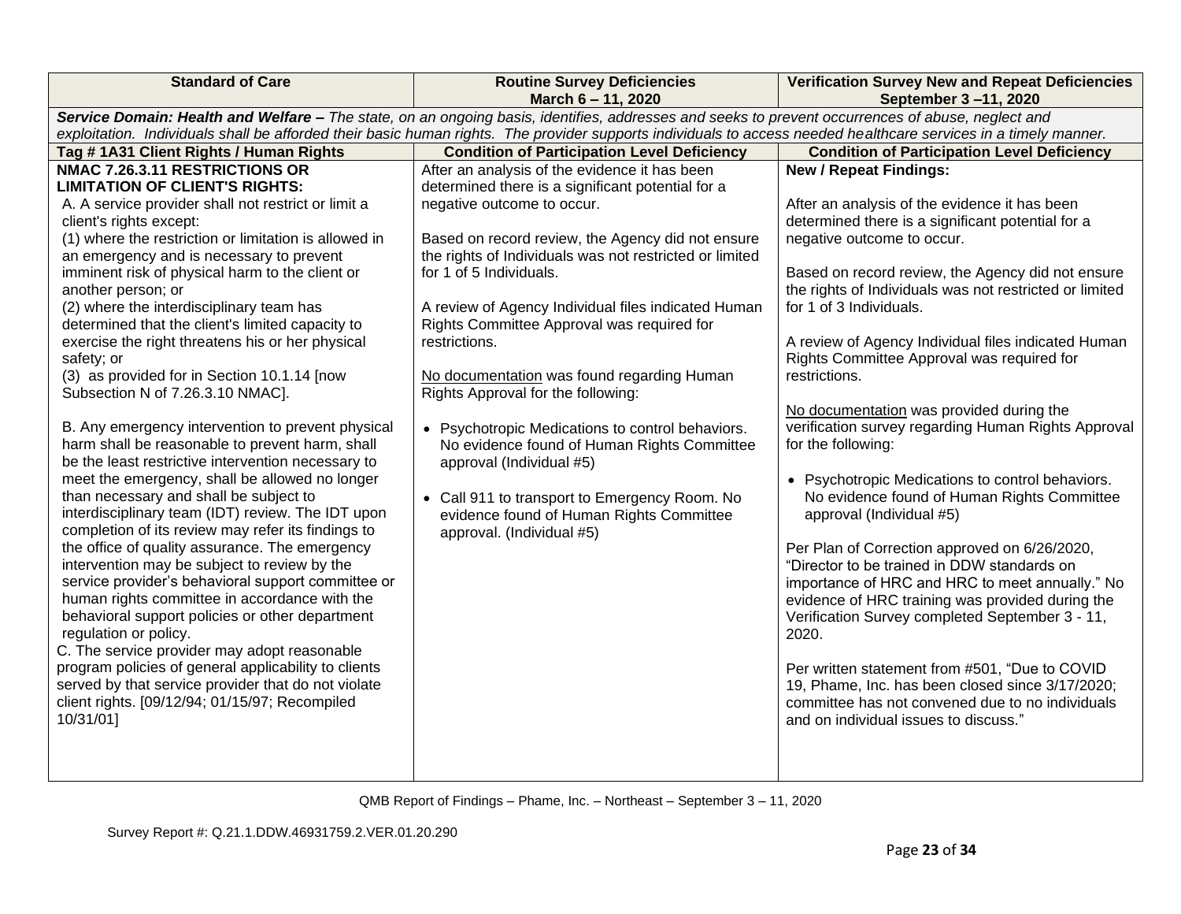| Standard of Care | Routine Survey Deficiencies March 6 – 11, 2020 | Verification Survey New and Repeat Deficiencies September 3 –11, 2020 |
|---|---|---|
| ***Service Domain: Health and Welfare –*** *The state, on an ongoing basis, identifies, addresses and seeks to prevent occurrences of abuse, neglect and exploitation. Individuals shall be afforded their basic human rights. The provider supports individuals to access needed healthcare services in a timely manner.* | | |
| **Tag # 1A31 Client Rights / Human Rights** | **Condition of Participation Level Deficiency** | **Condition of Participation Level Deficiency** |
| **NMAC 7.26.3.11 RESTRICTIONS OR LIMITATION OF CLIENT'S RIGHTS:**<br>A. A service provider shall not restrict or limit a client's rights except:<br>(1) where the restriction or limitation is allowed in an emergency and is necessary to prevent imminent risk of physical harm to the client or another person; or<br>(2) where the interdisciplinary team has determined that the client's limited capacity to exercise the right threatens his or her physical safety; or<br>(3) as provided for in Section 10.1.14 [now Subsection N of 7.26.3.10 NMAC].<br><br>B. Any emergency intervention to prevent physical harm shall be reasonable to prevent harm, shall be the least restrictive intervention necessary to meet the emergency, shall be allowed no longer than necessary and shall be subject to interdisciplinary team (IDT) review. The IDT upon completion of its review may refer its findings to the office of quality assurance. The emergency intervention may be subject to review by the service provider's behavioral support committee or human rights committee in accordance with the behavioral support policies or other department regulation or policy.<br>C. The service provider may adopt reasonable program policies of general applicability to clients served by that service provider that do not violate client rights. [09/12/94; 01/15/97; Recompiled 10/31/01] | After an analysis of the evidence it has been determined there is a significant potential for a negative outcome to occur.<br><br>Based on record review, the Agency did not ensure the rights of Individuals was not restricted or limited for 1 of 5 Individuals.<br><br>A review of Agency Individual files indicated Human Rights Committee Approval was required for restrictions.<br><br>No documentation was found regarding Human Rights Approval for the following:<br><br>• Psychotropic Medications to control behaviors. No evidence found of Human Rights Committee approval (Individual #5)<br><br>• Call 911 to transport to Emergency Room. No evidence found of Human Rights Committee approval. (Individual #5) | **New / Repeat Findings:**<br><br>After an analysis of the evidence it has been determined there is a significant potential for a negative outcome to occur.<br><br>Based on record review, the Agency did not ensure the rights of Individuals was not restricted or limited for 1 of 3 Individuals.<br><br>A review of Agency Individual files indicated Human Rights Committee Approval was required for restrictions.<br><br>No documentation was provided during the verification survey regarding Human Rights Approval for the following:<br><br>• Psychotropic Medications to control behaviors. No evidence found of Human Rights Committee approval (Individual #5)<br><br>Per Plan of Correction approved on 6/26/2020, "Director to be trained in DDW standards on importance of HRC and HRC to meet annually." No evidence of HRC training was provided during the Verification Survey completed September 3 - 11, 2020.<br><br>Per written statement from #501, "Due to COVID 19, Phame, Inc. has been closed since 3/17/2020; committee has not convened due to no individuals and on individual issues to discuss." |

QMB Report of Findings – Phame, Inc. – Northeast – September 3 – 11, 2020

Survey Report #: Q.21.1.DDW.46931759.2.VER.01.20.290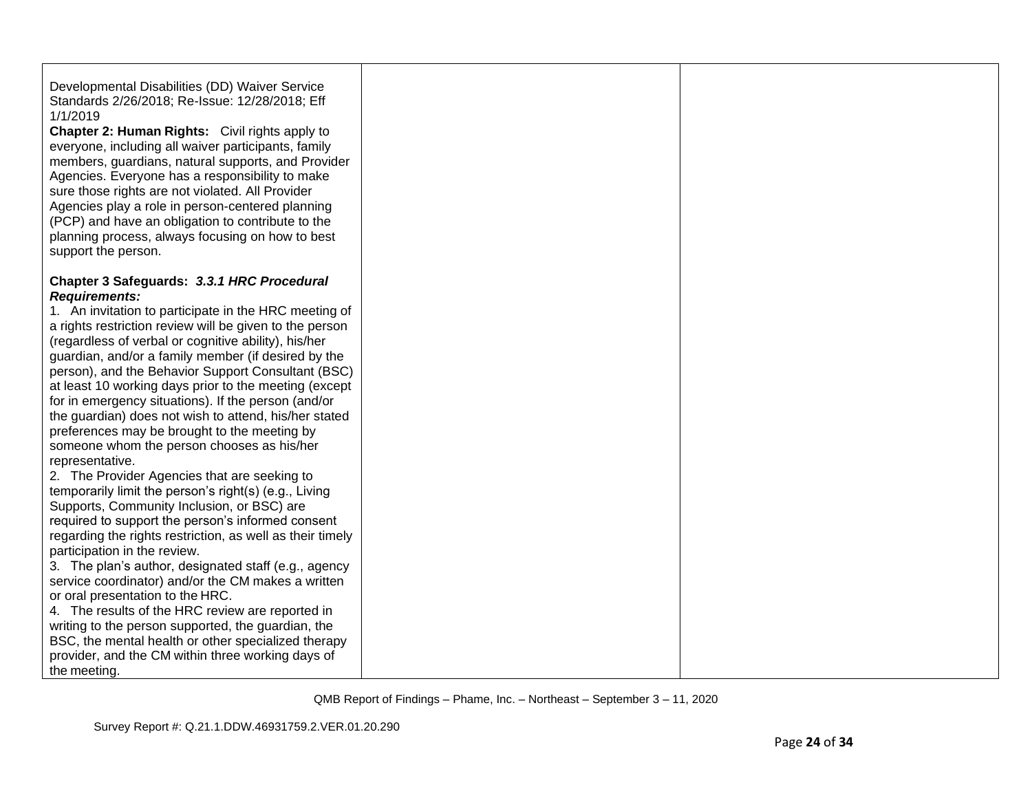| | | |
|---|---|---|
| Developmental Disabilities (DD) Waiver Service Standards 2/26/2018; Re-Issue: 12/28/2018; Eff 1/1/2019<br>**Chapter 2: Human Rights:** Civil rights apply to everyone, including all waiver participants, family members, guardians, natural supports, and Provider Agencies. Everyone has a responsibility to make sure those rights are not violated. All Provider Agencies play a role in person-centered planning (PCP) and have an obligation to contribute to the planning process, always focusing on how to best support the person.<br><br>**Chapter 3 Safeguards:** ***3.3.1 HRC Procedural Requirements:***<br>1. An invitation to participate in the HRC meeting of a rights restriction review will be given to the person (regardless of verbal or cognitive ability), his/her guardian, and/or a family member (if desired by the person), and the Behavior Support Consultant (BSC) at least 10 working days prior to the meeting (except for in emergency situations). If the person (and/or the guardian) does not wish to attend, his/her stated preferences may be brought to the meeting by someone whom the person chooses as his/her representative.<br>2. The Provider Agencies that are seeking to temporarily limit the person's right(s) (e.g., Living Supports, Community Inclusion, or BSC) are required to support the person's informed consent regarding the rights restriction, as well as their timely participation in the review.<br>3. The plan's author, designated staff (e.g., agency service coordinator) and/or the CM makes a written or oral presentation to the HRC.<br>4. The results of the HRC review are reported in writing to the person supported, the guardian, the BSC, the mental health or other specialized therapy provider, and the CM within three working days of the meeting. | | |

QMB Report of Findings – Phame, Inc. – Northeast – September 3 – 11, 2020

Survey Report #: Q.21.1.DDW.46931759.2.VER.01.20.290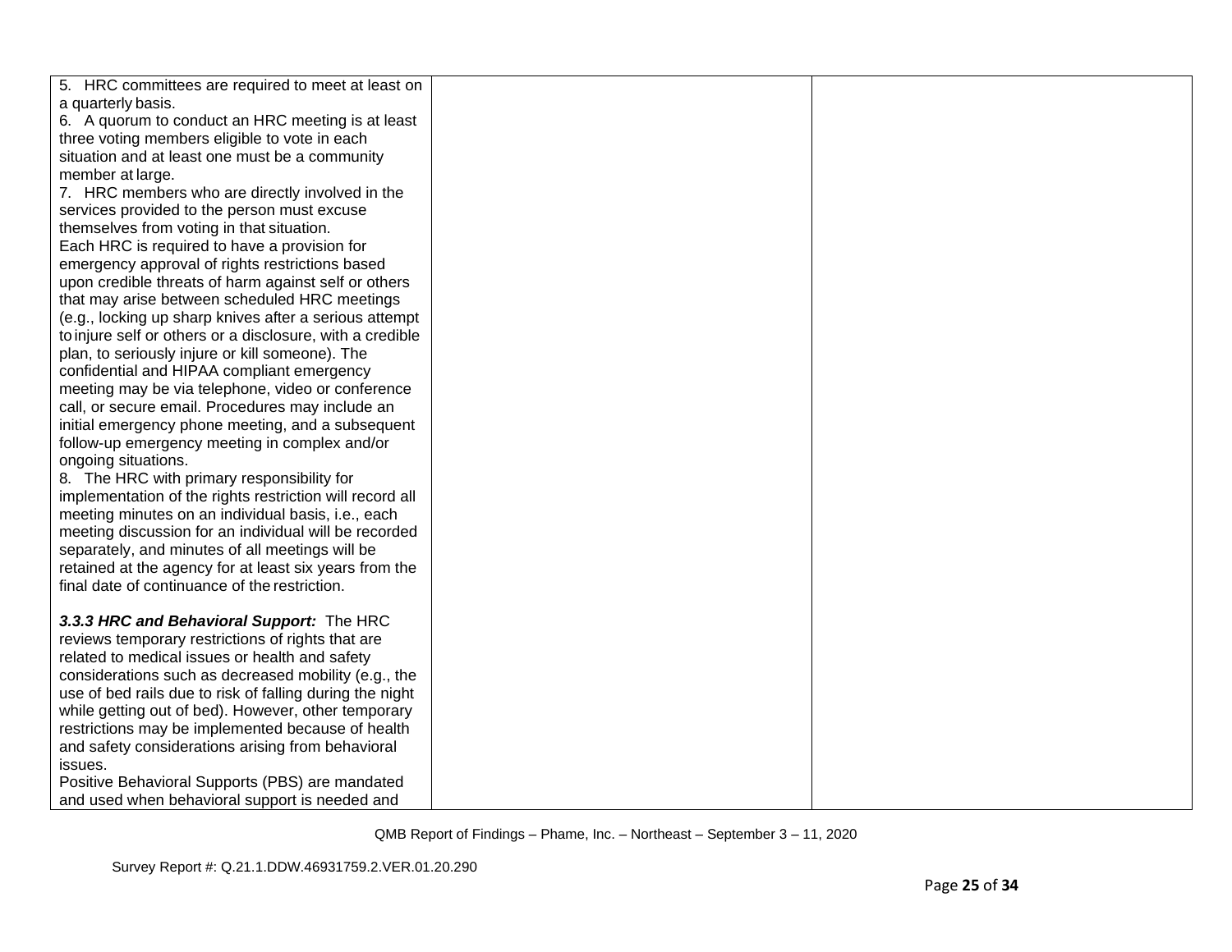| | | |
|---|---|---|
| 5. HRC committees are required to meet at least on a quarterly basis.<br>6. A quorum to conduct an HRC meeting is at least three voting members eligible to vote in each situation and at least one must be a community member at large.<br>7. HRC members who are directly involved in the services provided to the person must excuse themselves from voting in that situation.<br>Each HRC is required to have a provision for emergency approval of rights restrictions based upon credible threats of harm against self or others that may arise between scheduled HRC meetings (e.g., locking up sharp knives after a serious attempt to injure self or others or a disclosure, with a credible plan, to seriously injure or kill someone). The confidential and HIPAA compliant emergency meeting may be via telephone, video or conference call, or secure email. Procedures may include an initial emergency phone meeting, and a subsequent follow-up emergency meeting in complex and/or ongoing situations.<br>8. The HRC with primary responsibility for implementation of the rights restriction will record all meeting minutes on an individual basis, i.e., each meeting discussion for an individual will be recorded separately, and minutes of all meetings will be retained at the agency for at least six years from the final date of continuance of the restriction.<br><br>***3.3.3 HRC and Behavioral Support:*** The HRC reviews temporary restrictions of rights that are related to medical issues or health and safety considerations such as decreased mobility (e.g., the use of bed rails due to risk of falling during the night while getting out of bed). However, other temporary restrictions may be implemented because of health and safety considerations arising from behavioral issues.<br>Positive Behavioral Supports (PBS) are mandated and used when behavioral support is needed and | | |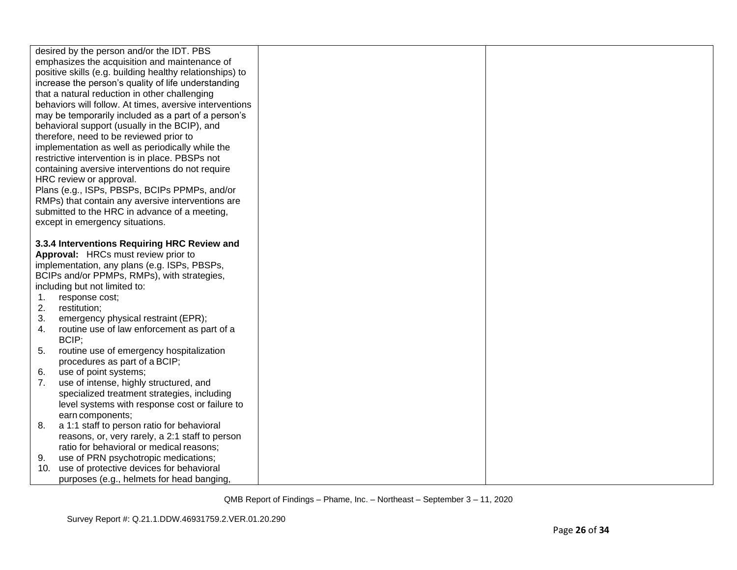| | | |
|---|---|---|
| desired by the person and/or the IDT. PBS emphasizes the acquisition and maintenance of positive skills (e.g. building healthy relationships) to increase the person's quality of life understanding that a natural reduction in other challenging behaviors will follow. At times, aversive interventions may be temporarily included as a part of a person's behavioral support (usually in the BCIP), and therefore, need to be reviewed prior to implementation as well as periodically while the restrictive intervention is in place. PBSPs not containing aversive interventions do not require HRC review or approval.<br>Plans (e.g., ISPs, PBSPs, BCIPs PPMPs, and/or RMPs) that contain any aversive interventions are submitted to the HRC in advance of a meeting, except in emergency situations.<br><br>**3.3.4 Interventions Requiring HRC Review and Approval:** HRCs must review prior to implementation, any plans (e.g. ISPs, PBSPs, BCIPs and/or PPMPs, RMPs), with strategies, including but not limited to:<br>1. response cost;<br>2. restitution;<br>3. emergency physical restraint (EPR);<br>4. routine use of law enforcement as part of a BCIP;<br>5. routine use of emergency hospitalization procedures as part of a BCIP;<br>6. use of point systems;<br>7. use of intense, highly structured, and specialized treatment strategies, including level systems with response cost or failure to earn components;<br>8. a 1:1 staff to person ratio for behavioral reasons, or, very rarely, a 2:1 staff to person ratio for behavioral or medical reasons;<br>9. use of PRN psychotropic medications;<br>10. use of protective devices for behavioral purposes (e.g., helmets for head banging, | | |

QMB Report of Findings – Phame, Inc. – Northeast – September 3 – 11, 2020

Survey Report #: Q.21.1.DDW.46931759.2.VER.01.20.290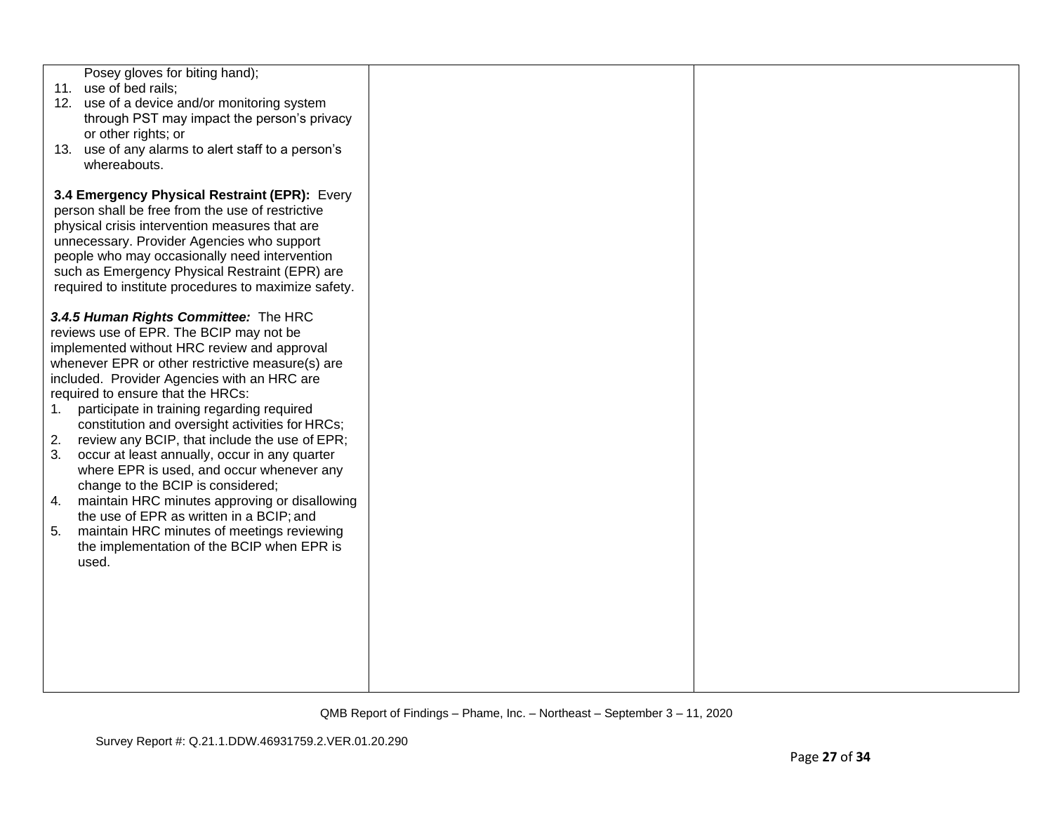| | | |
|---|---|---|
| Posey gloves for biting hand);<br>11. use of bed rails;<br>12. use of a device and/or monitoring system through PST may impact the person's privacy or other rights; or<br>13. use of any alarms to alert staff to a person's whereabouts.<br><br>**3.4 Emergency Physical Restraint (EPR):** Every person shall be free from the use of restrictive physical crisis intervention measures that are unnecessary. Provider Agencies who support people who may occasionally need intervention such as Emergency Physical Restraint (EPR) are required to institute procedures to maximize safety.<br><br>***3.4.5 Human Rights Committee:*** The HRC reviews use of EPR. The BCIP may not be implemented without HRC review and approval whenever EPR or other restrictive measure(s) are included. Provider Agencies with an HRC are required to ensure that the HRCs:<br>1. participate in training regarding required constitution and oversight activities for HRCs;<br>2. review any BCIP, that include the use of EPR;<br>3. occur at least annually, occur in any quarter where EPR is used, and occur whenever any change to the BCIP is considered;<br>4. maintain HRC minutes approving or disallowing the use of EPR as written in a BCIP; and<br>5. maintain HRC minutes of meetings reviewing the implementation of the BCIP when EPR is used. | | |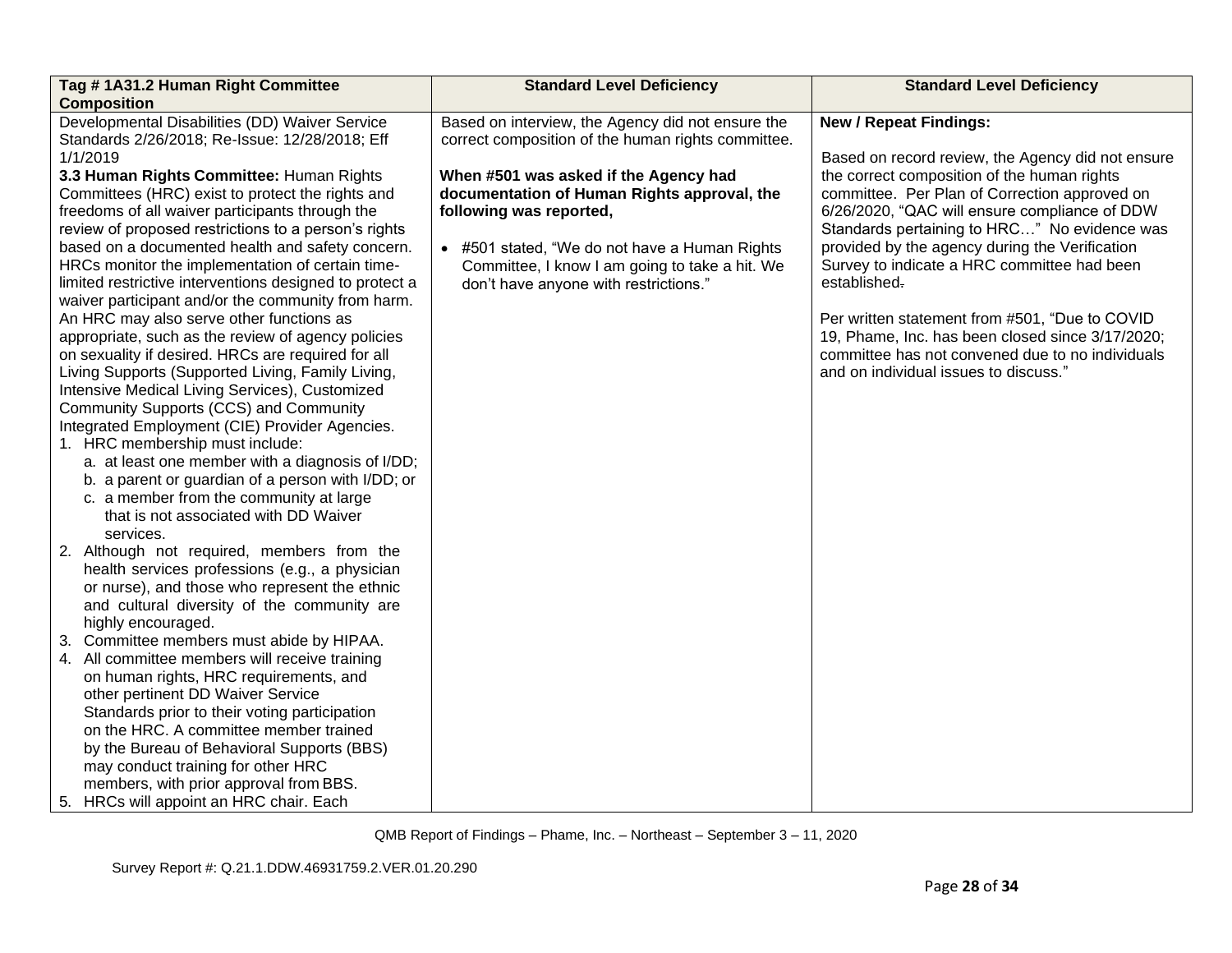| Tag # 1A31.2 Human Right Committee Composition | Standard Level Deficiency | Standard Level Deficiency |
|---|---|---|
| Developmental Disabilities (DD) Waiver Service Standards 2/26/2018; Re-Issue: 12/28/2018; Eff 1/1/2019<br>**3.3 Human Rights Committee:** Human Rights Committees (HRC) exist to protect the rights and freedoms of all waiver participants through the review of proposed restrictions to a person's rights based on a documented health and safety concern. HRCs monitor the implementation of certain time-limited restrictive interventions designed to protect a waiver participant and/or the community from harm. An HRC may also serve other functions as appropriate, such as the review of agency policies on sexuality if desired. HRCs are required for all Living Supports (Supported Living, Family Living, Intensive Medical Living Services), Customized Community Supports (CCS) and Community Integrated Employment (CIE) Provider Agencies.<br>1. HRC membership must include:<br>a. at least one member with a diagnosis of I/DD;<br>b. a parent or guardian of a person with I/DD; or<br>c. a member from the community at large that is not associated with DD Waiver services.<br>2. Although not required, members from the health services professions (e.g., a physician or nurse), and those who represent the ethnic and cultural diversity of the community are highly encouraged.<br>3. Committee members must abide by HIPAA.<br>4. All committee members will receive training on human rights, HRC requirements, and other pertinent DD Waiver Service Standards prior to their voting participation on the HRC. A committee member trained by the Bureau of Behavioral Supports (BBS) may conduct training for other HRC members, with prior approval from BBS.<br>5. HRCs will appoint an HRC chair. Each | Based on interview, the Agency did not ensure the correct composition of the human rights committee.<br><br>**When #501 was asked if the Agency had documentation of Human Rights approval, the following was reported,**<br><br>• #501 stated, "We do not have a Human Rights Committee, I know I am going to take a hit. We don't have anyone with restrictions." | **New / Repeat Findings:**<br><br>Based on record review, the Agency did not ensure the correct composition of the human rights committee. Per Plan of Correction approved on 6/26/2020, "QAC will ensure compliance of DDW Standards pertaining to HRC…" No evidence was provided by the agency during the Verification Survey to indicate a HRC committee had been established.<br><br>Per written statement from #501, "Due to COVID 19, Phame, Inc. has been closed since 3/17/2020; committee has not convened due to no individuals and on individual issues to discuss." |

QMB Report of Findings – Phame, Inc. – Northeast – September 3 – 11, 2020

Survey Report #: Q.21.1.DDW.46931759.2.VER.01.20.290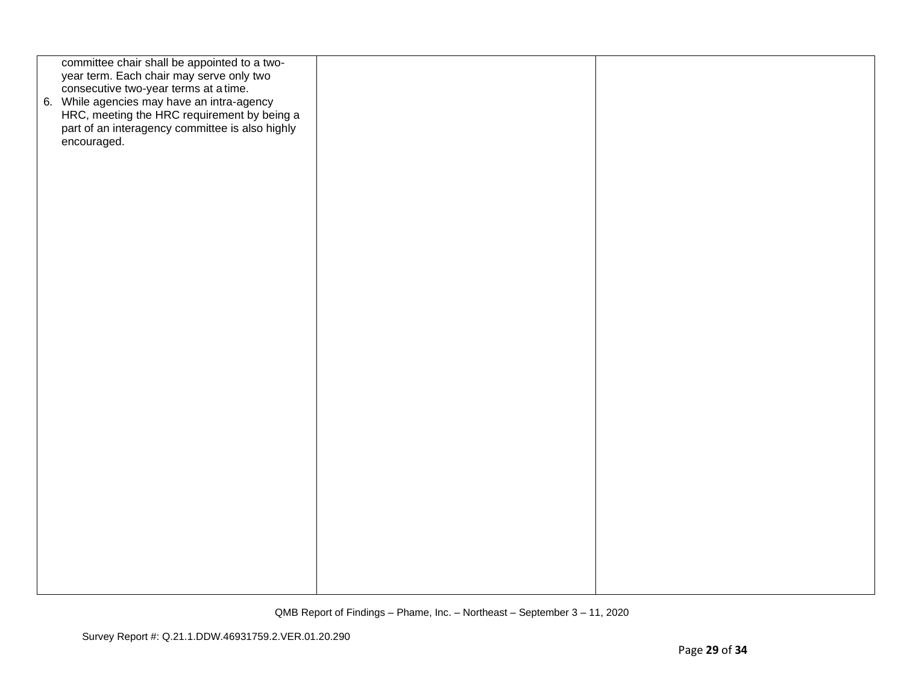| | | |
|---|---|---|
| committee chair shall be appointed to a two-year term. Each chair may serve only two consecutive two-year terms at a time.<br>6. While agencies may have an intra-agency HRC, meeting the HRC requirement by being a part of an interagency committee is also highly encouraged. | | |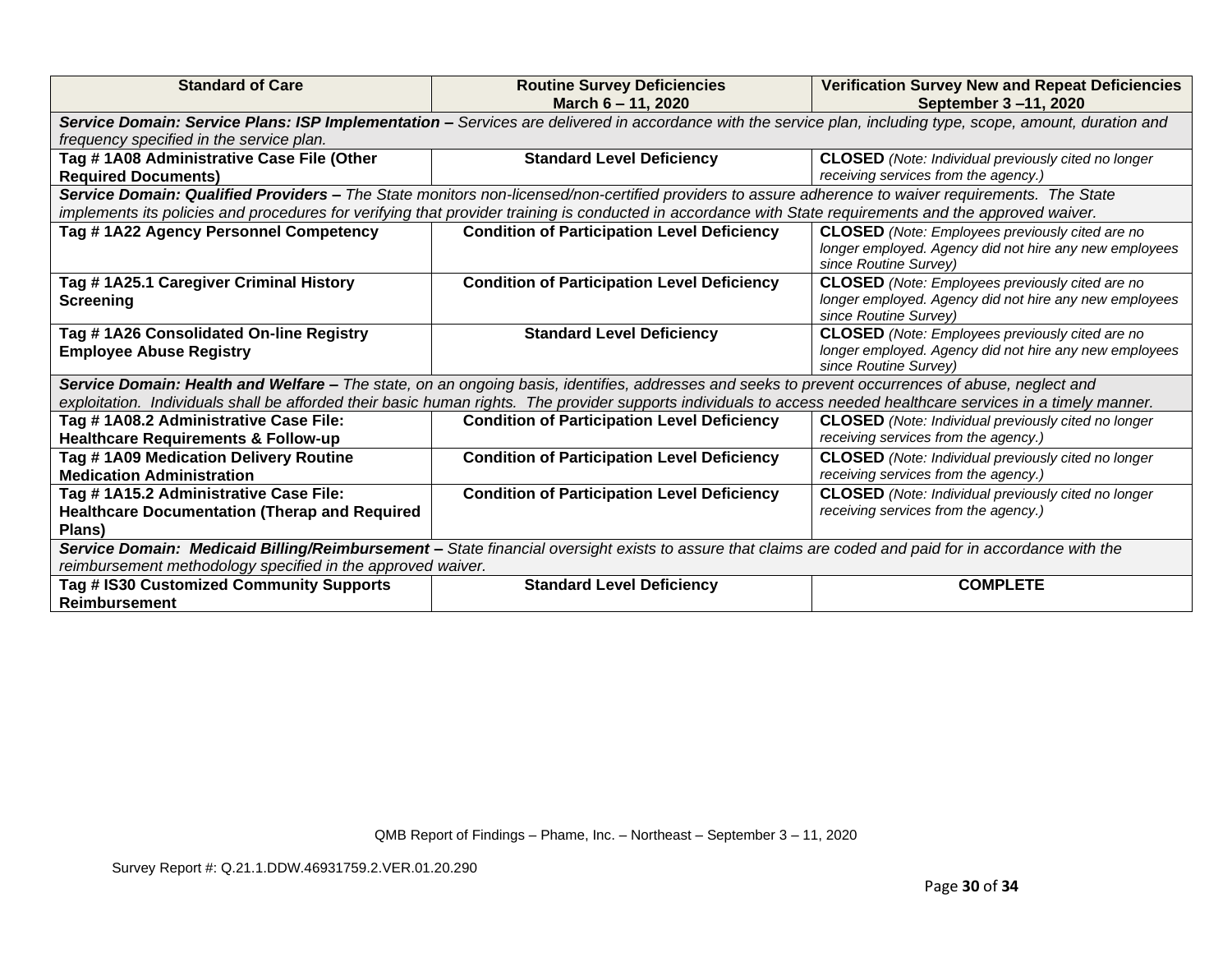| Standard of Care | Routine Survey Deficiencies March 6 – 11, 2020 | Verification Survey New and Repeat Deficiencies September 3 –11, 2020 |
|---|---|---|
| ***Service Domain: Service Plans: ISP Implementation –*** *Services are delivered in accordance with the service plan, including type, scope, amount, duration and frequency specified in the service plan.* | | |
| **Tag # 1A08 Administrative Case File (Other Required Documents)** | **Standard Level Deficiency** | **CLOSED** *(Note: Individual previously cited no longer receiving services from the agency.)* |
| ***Service Domain: Qualified Providers –*** *The State monitors non-licensed/non-certified providers to assure adherence to waiver requirements. The State implements its policies and procedures for verifying that provider training is conducted in accordance with State requirements and the approved waiver.* | | |
| **Tag # 1A22 Agency Personnel Competency** | **Condition of Participation Level Deficiency** | **CLOSED** *(Note: Employees previously cited are no longer employed. Agency did not hire any new employees since Routine Survey)* |
| **Tag # 1A25.1 Caregiver Criminal History Screening** | **Condition of Participation Level Deficiency** | **CLOSED** *(Note: Employees previously cited are no longer employed. Agency did not hire any new employees since Routine Survey)* |
| **Tag # 1A26 Consolidated On-line Registry Employee Abuse Registry** | **Standard Level Deficiency** | **CLOSED** *(Note: Employees previously cited are no longer employed. Agency did not hire any new employees since Routine Survey)* |
| ***Service Domain: Health and Welfare –*** *The state, on an ongoing basis, identifies, addresses and seeks to prevent occurrences of abuse, neglect and exploitation. Individuals shall be afforded their basic human rights. The provider supports individuals to access needed healthcare services in a timely manner.* | | |
| **Tag # 1A08.2 Administrative Case File: Healthcare Requirements & Follow-up** | **Condition of Participation Level Deficiency** | **CLOSED** *(Note: Individual previously cited no longer receiving services from the agency.)* |
| **Tag # 1A09 Medication Delivery Routine Medication Administration** | **Condition of Participation Level Deficiency** | **CLOSED** *(Note: Individual previously cited no longer receiving services from the agency.)* |
| **Tag # 1A15.2 Administrative Case File: Healthcare Documentation (Therap and Required Plans)** | **Condition of Participation Level Deficiency** | **CLOSED** *(Note: Individual previously cited no longer receiving services from the agency.)* |
| ***Service Domain: Medicaid Billing/Reimbursement –*** *State financial oversight exists to assure that claims are coded and paid for in accordance with the reimbursement methodology specified in the approved waiver.* | | |
| **Tag # IS30 Customized Community Supports Reimbursement** | **Standard Level Deficiency** | **COMPLETE** |

QMB Report of Findings – Phame, Inc. – Northeast – September 3 – 11, 2020

Survey Report #: Q.21.1.DDW.46931759.2.VER.01.20.290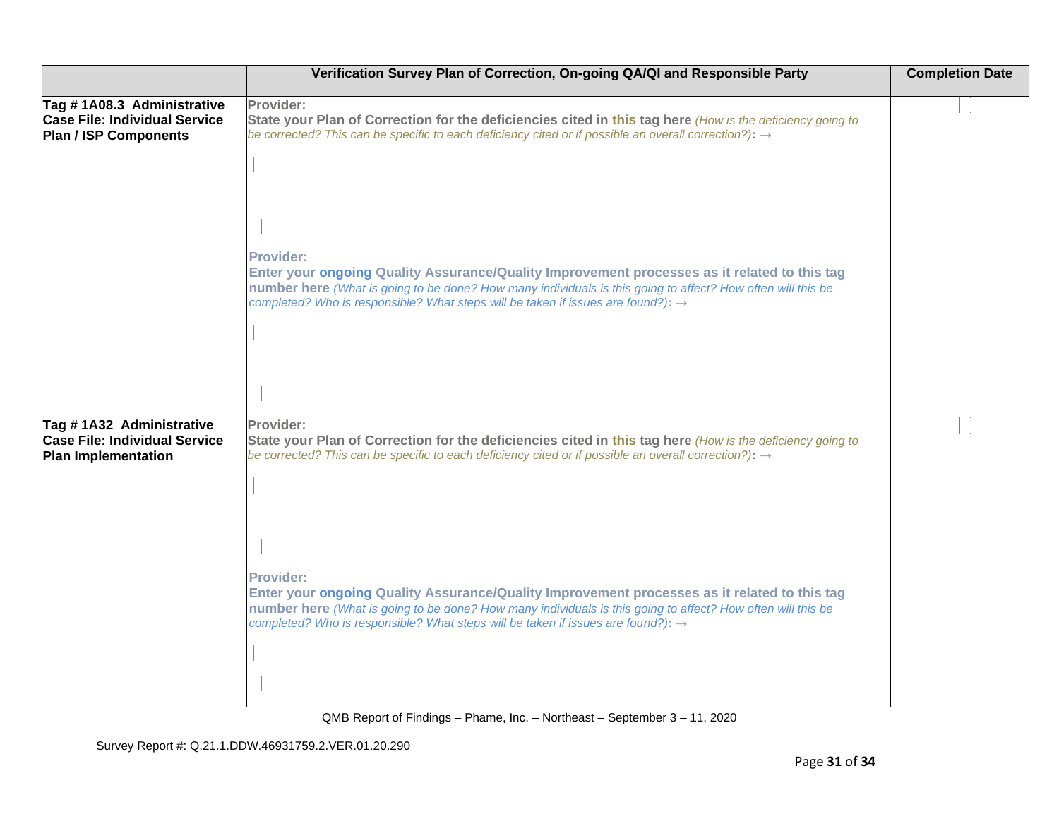| | Verification Survey Plan of Correction, On-going QA/QI and Responsible Party | Completion Date |
|---|---|---|
| **Tag # 1A08.3 Administrative Case File: Individual Service Plan / ISP Components** | **Provider:** **State your Plan of Correction for the deficiencies cited in this tag here** *(How is the deficiency going to be corrected? This can be specific to each deficiency cited or if possible an overall correction?)*: → <br><br> **Provider:** **Enter your ongoing Quality Assurance/Quality Improvement processes as it related to this tag number here** *(What is going to be done? How many individuals is this going to affect? How often will this be completed? Who is responsible? What steps will be taken if issues are found?)*: → | |
| **Tag # 1A32 Administrative Case File: Individual Service Plan Implementation** | **Provider:** **State your Plan of Correction for the deficiencies cited in this tag here** *(How is the deficiency going to be corrected? This can be specific to each deficiency cited or if possible an overall correction?)*: → <br><br> **Provider:** **Enter your ongoing Quality Assurance/Quality Improvement processes as it related to this tag number here** *(What is going to be done? How many individuals is this going to affect? How often will this be completed? Who is responsible? What steps will be taken if issues are found?)*: → | |

QMB Report of Findings – Phame, Inc. – Northeast – September 3 – 11, 2020

Survey Report #: Q.21.1.DDW.46931759.2.VER.01.20.290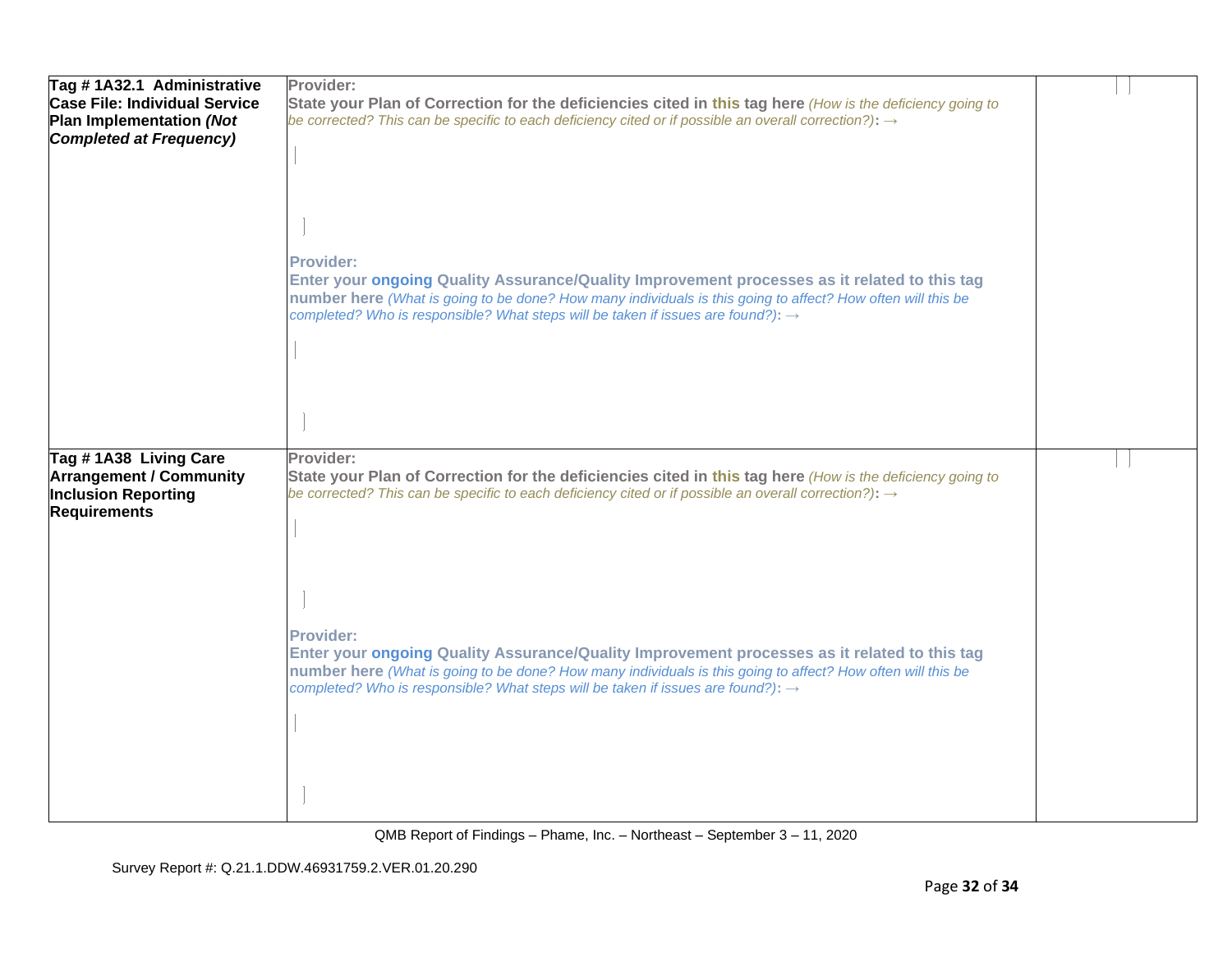| | | |
|---|---|---|
| **Tag # 1A32.1 Administrative Case File: Individual Service Plan Implementation *(Not Completed at Frequency)*** | **Provider:**<br>**State your Plan of Correction for the deficiencies cited in this tag here** *(How is the deficiency going to be corrected? This can be specific to each deficiency cited or if possible an overall correction?)*: →<br><br>**Provider:**<br>**Enter your ongoing Quality Assurance/Quality Improvement processes as it related to this tag number here** *(What is going to be done? How many individuals is this going to affect? How often will this be completed? Who is responsible? What steps will be taken if issues are found?)*: → | |
| **Tag # 1A38 Living Care Arrangement / Community Inclusion Reporting Requirements** | **Provider:**<br>**State your Plan of Correction for the deficiencies cited in this tag here** *(How is the deficiency going to be corrected? This can be specific to each deficiency cited or if possible an overall correction?)*: →<br><br>**Provider:**<br>**Enter your ongoing Quality Assurance/Quality Improvement processes as it related to this tag number here** *(What is going to be done? How many individuals is this going to affect? How often will this be completed? Who is responsible? What steps will be taken if issues are found?)*: → | |

QMB Report of Findings – Phame, Inc. – Northeast – September 3 – 11, 2020

Survey Report #: Q.21.1.DDW.46931759.2.VER.01.20.290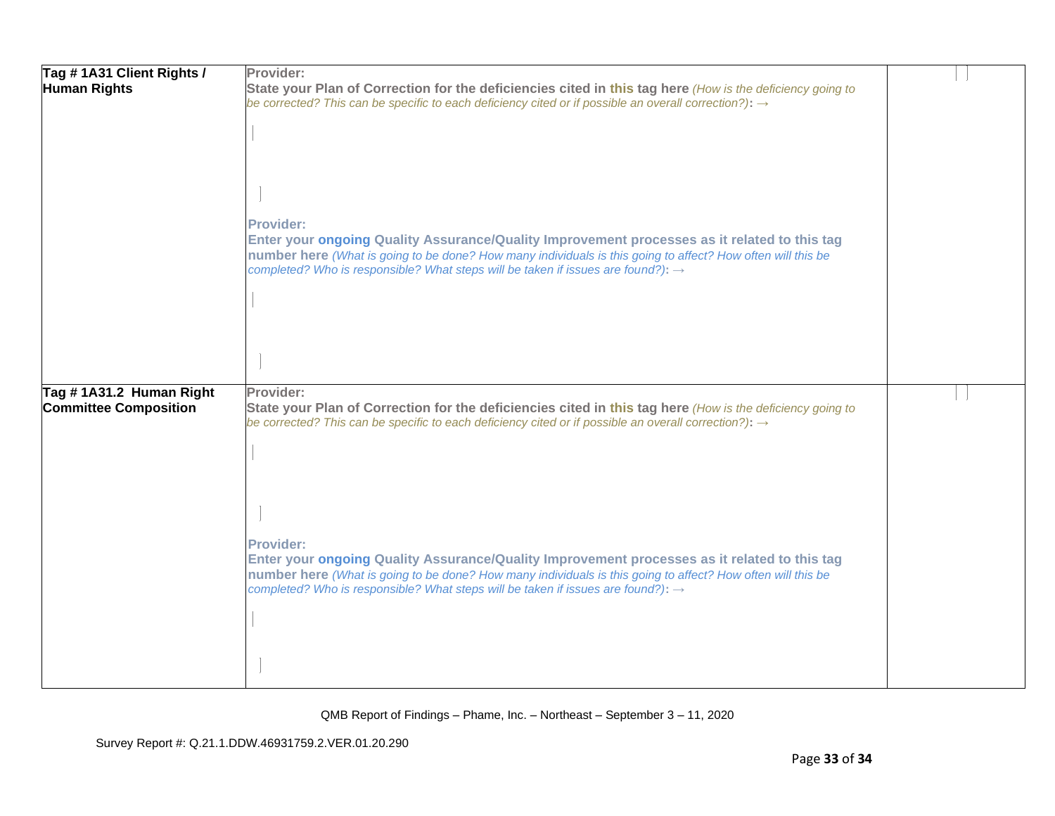| | | |
|---|---|---|
| **Tag # 1A31 Client Rights / Human Rights** | **Provider:**<br>**State your Plan of Correction for the deficiencies cited in this tag here** *(How is the deficiency going to be corrected? This can be specific to each deficiency cited or if possible an overall correction?)*: →<br><br><br><br>**Provider:**<br>**Enter your ongoing Quality Assurance/Quality Improvement processes as it related to this tag number here** *(What is going to be done? How many individuals is this going to affect? How often will this be completed? Who is responsible? What steps will be taken if issues are found?)*: → | |
| **Tag # 1A31.2 Human Right Committee Composition** | **Provider:**<br>**State your Plan of Correction for the deficiencies cited in this tag here** *(How is the deficiency going to be corrected? This can be specific to each deficiency cited or if possible an overall correction?)*: →<br><br><br><br>**Provider:**<br>**Enter your ongoing Quality Assurance/Quality Improvement processes as it related to this tag number here** *(What is going to be done? How many individuals is this going to affect? How often will this be completed? Who is responsible? What steps will be taken if issues are found?)*: → | |

QMB Report of Findings – Phame, Inc. – Northeast – September 3 – 11, 2020

Survey Report #: Q.21.1.DDW.46931759.2.VER.01.20.290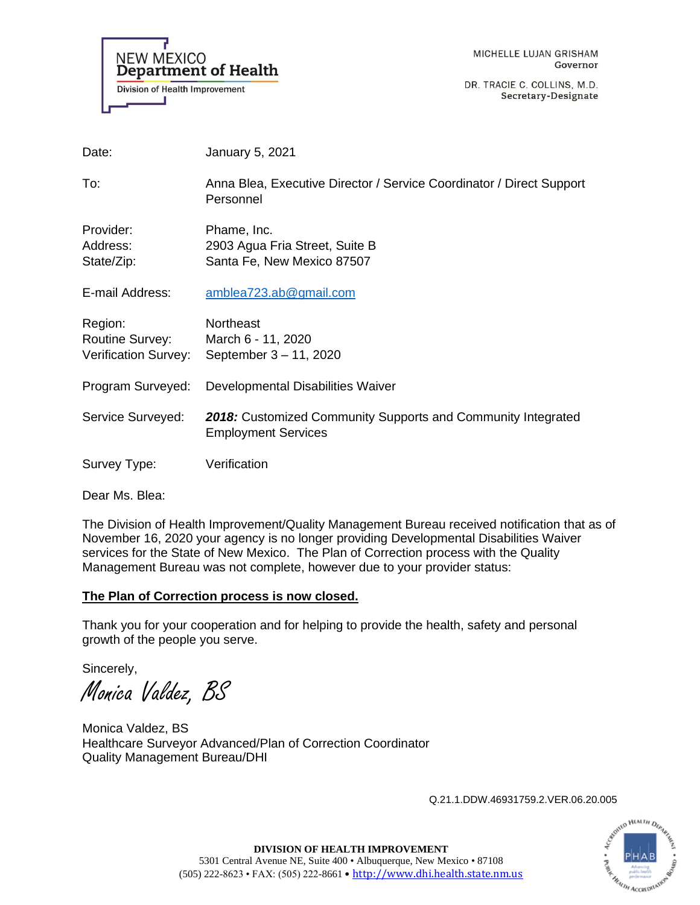NEW MEXICO
**Department of Health**
Division of Health Improvement

MICHELLE LUJAN GRISHAM
Governor

DR. TRACIE C. COLLINS, M.D.
Secretary-Designate

| | |
|---|---|
| Date: | January 5, 2021 |
| To: | Anna Blea, Executive Director / Service Coordinator / Direct Support Personnel |
| Provider: | Phame, Inc. |
| Address: | 2903 Agua Fria Street, Suite B |
| State/Zip: | Santa Fe, New Mexico 87507 |
| E-mail Address: | amblea723.ab@gmail.com |
| Region: | Northeast |
| Routine Survey: | March 6 - 11, 2020 |
| Verification Survey: | September 3 – 11, 2020 |
| Program Surveyed: | Developmental Disabilities Waiver |
| Service Surveyed: | ***2018:*** Customized Community Supports and Community Integrated Employment Services |
| Survey Type: | Verification |

Dear Ms. Blea:

The Division of Health Improvement/Quality Management Bureau received notification that as of November 16, 2020 your agency is no longer providing Developmental Disabilities Waiver services for the State of New Mexico. The Plan of Correction process with the Quality Management Bureau was not complete, however due to your provider status:

**<u>The Plan of Correction process is now closed.</u>**

Thank you for your cooperation and for helping to provide the health, safety and personal growth of the people you serve.

Sincerely,

*Monica Valdez, BS*

Monica Valdez, BS
Healthcare Surveyor Advanced/Plan of Correction Coordinator
Quality Management Bureau/DHI

Q.21.1.DDW.46931759.2.VER.06.20.005

**DIVISION OF HEALTH IMPROVEMENT**
5301 Central Avenue NE, Suite 400 • Albuquerque, New Mexico • 87108
(505) 222-8623 • FAX: (505) 222-8661 • http://www.dhi.health.state.nm.us